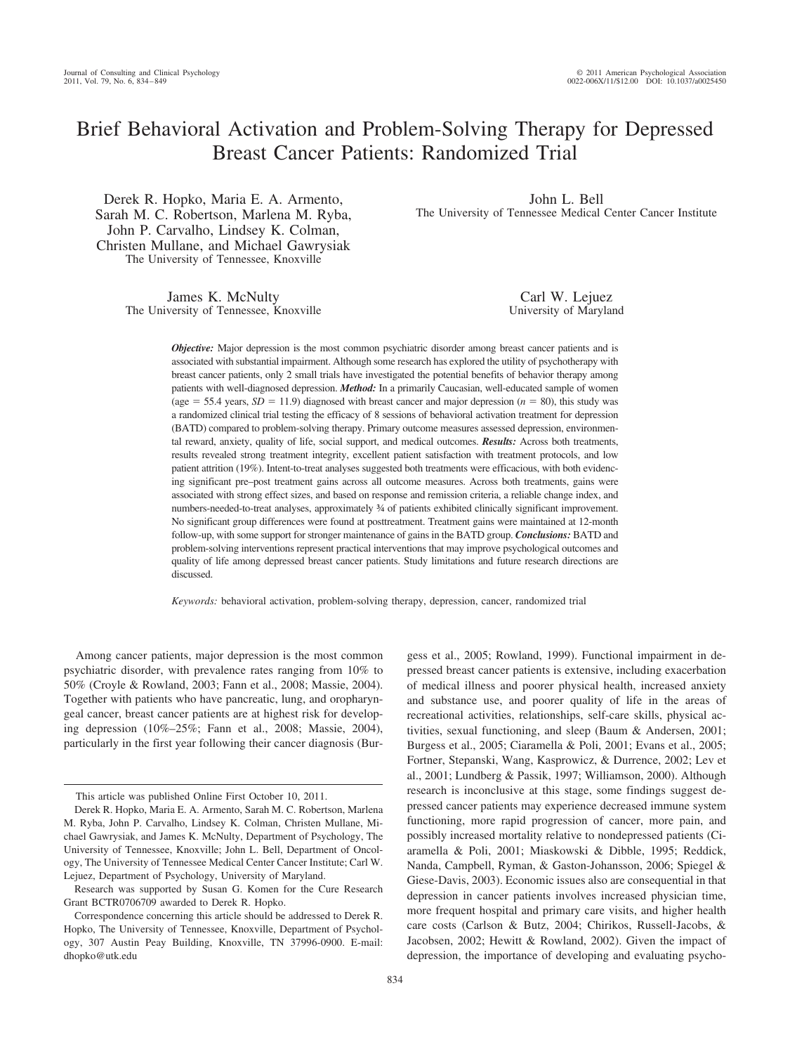# Brief Behavioral Activation and Problem-Solving Therapy for Depressed Breast Cancer Patients: Randomized Trial

Derek R. Hopko, Maria E. A. Armento, Sarah M. C. Robertson, Marlena M. Ryba, John P. Carvalho, Lindsey K. Colman, Christen Mullane, and Michael Gawrysiak
The University of Tennessee, Knoxville

John L. Bell
The University of Tennessee Medical Center Cancer Institute

James K. McNulty
The University of Tennessee, Knoxville

Carl W. Lejuez
University of Maryland

***Objective:*** Major depression is the most common psychiatric disorder among breast cancer patients and is associated with substantial impairment. Although some research has explored the utility of psychotherapy with breast cancer patients, only 2 small trials have investigated the potential benefits of behavior therapy among patients with well-diagnosed depression. ***Method:*** In a primarily Caucasian, well-educated sample of women (age = 55.4 years, *SD* = 11.9) diagnosed with breast cancer and major depression (*n* = 80), this study was a randomized clinical trial testing the efficacy of 8 sessions of behavioral activation treatment for depression (BATD) compared to problem-solving therapy. Primary outcome measures assessed depression, environmental reward, anxiety, quality of life, social support, and medical outcomes. ***Results:*** Across both treatments, results revealed strong treatment integrity, excellent patient satisfaction with treatment protocols, and low patient attrition (19%). Intent-to-treat analyses suggested both treatments were efficacious, with both evidencing significant pre–post treatment gains across all outcome measures. Across both treatments, gains were associated with strong effect sizes, and based on response and remission criteria, a reliable change index, and numbers-needed-to-treat analyses, approximately ¾ of patients exhibited clinically significant improvement. No significant group differences were found at posttreatment. Treatment gains were maintained at 12-month follow-up, with some support for stronger maintenance of gains in the BATD group. ***Conclusions:*** BATD and problem-solving interventions represent practical interventions that may improve psychological outcomes and quality of life among depressed breast cancer patients. Study limitations and future research directions are discussed.

*Keywords:* behavioral activation, problem-solving therapy, depression, cancer, randomized trial

Among cancer patients, major depression is the most common psychiatric disorder, with prevalence rates ranging from 10% to 50% (Croyle & Rowland, 2003; Fann et al., 2008; Massie, 2004). Together with patients who have pancreatic, lung, and oropharyngeal cancer, breast cancer patients are at highest risk for developing depression (10%–25%; Fann et al., 2008; Massie, 2004), particularly in the first year following their cancer diagnosis (Burgess et al., 2005; Rowland, 1999). Functional impairment in depressed breast cancer patients is extensive, including exacerbation of medical illness and poorer physical health, increased anxiety and substance use, and poorer quality of life in the areas of recreational activities, relationships, self-care skills, physical activities, sexual functioning, and sleep (Baum & Andersen, 2001; Burgess et al., 2005; Ciaramella & Poli, 2001; Evans et al., 2005; Fortner, Stepanski, Wang, Kasprowicz, & Durrence, 2002; Lev et al., 2001; Lundberg & Passik, 1997; Williamson, 2000). Although research is inconclusive at this stage, some findings suggest depressed cancer patients may experience decreased immune system functioning, more rapid progression of cancer, more pain, and possibly increased mortality relative to nondepressed patients (Ciaramella & Poli, 2001; Miaskowski & Dibble, 1995; Reddick, Nanda, Campbell, Ryman, & Gaston-Johansson, 2006; Spiegel & Giese-Davis, 2003). Economic issues also are consequential in that depression in cancer patients involves increased physician time, more frequent hospital and primary care visits, and higher health care costs (Carlson & Butz, 2004; Chirikos, Russell-Jacobs, & Jacobsen, 2002; Hewitt & Rowland, 2002). Given the impact of depression, the importance of developing and evaluating psycho-

---

This article was published Online First October 10, 2011.

Derek R. Hopko, Maria E. A. Armento, Sarah M. C. Robertson, Marlena M. Ryba, John P. Carvalho, Lindsey K. Colman, Christen Mullane, Michael Gawrysiak, and James K. McNulty, Department of Psychology, The University of Tennessee, Knoxville; John L. Bell, Department of Oncology, The University of Tennessee Medical Center Cancer Institute; Carl W. Lejuez, Department of Psychology, University of Maryland.

Research was supported by Susan G. Komen for the Cure Research Grant BCTR0706709 awarded to Derek R. Hopko.

Correspondence concerning this article should be addressed to Derek R. Hopko, The University of Tennessee, Knoxville, Department of Psychology, 307 Austin Peay Building, Knoxville, TN 37996-0900. E-mail: dhopko@utk.edu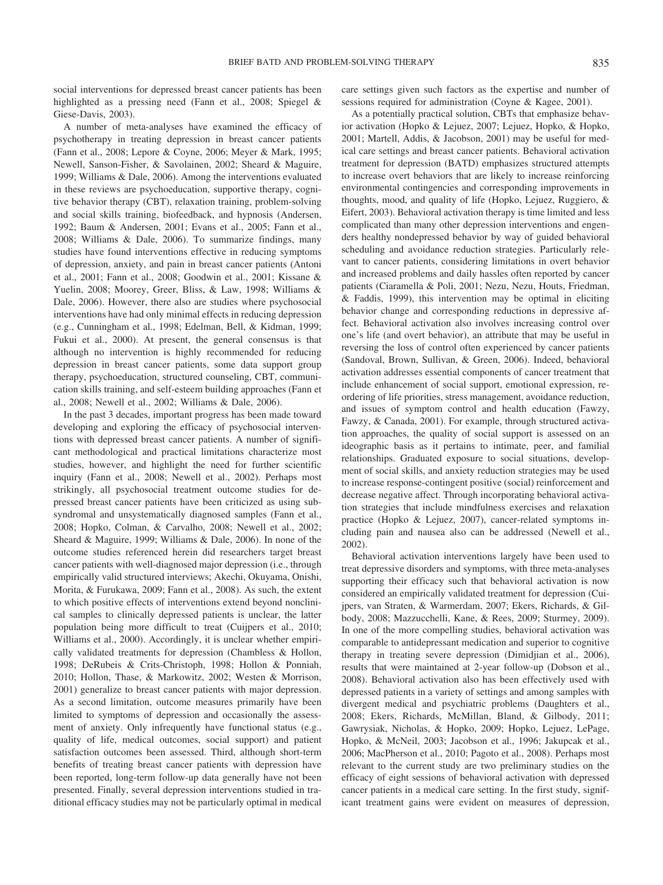social interventions for depressed breast cancer patients has been highlighted as a pressing need (Fann et al., 2008; Spiegel & Giese-Davis, 2003).

A number of meta-analyses have examined the efficacy of psychotherapy in treating depression in breast cancer patients (Fann et al., 2008; Lepore & Coyne, 2006; Meyer & Mark, 1995; Newell, Sanson-Fisher, & Savolainen, 2002; Sheard & Maguire, 1999; Williams & Dale, 2006). Among the interventions evaluated in these reviews are psychoeducation, supportive therapy, cognitive behavior therapy (CBT), relaxation training, problem-solving and social skills training, biofeedback, and hypnosis (Andersen, 1992; Baum & Andersen, 2001; Evans et al., 2005; Fann et al., 2008; Williams & Dale, 2006). To summarize findings, many studies have found interventions effective in reducing symptoms of depression, anxiety, and pain in breast cancer patients (Antoni et al., 2001; Fann et al., 2008; Goodwin et al., 2001; Kissane & Yuelin, 2008; Moorey, Greer, Bliss, & Law, 1998; Williams & Dale, 2006). However, there also are studies where psychosocial interventions have had only minimal effects in reducing depression (e.g., Cunningham et al., 1998; Edelman, Bell, & Kidman, 1999; Fukui et al., 2000). At present, the general consensus is that although no intervention is highly recommended for reducing depression in breast cancer patients, some data support group therapy, psychoeducation, structured counseling, CBT, communication skills training, and self-esteem building approaches (Fann et al., 2008; Newell et al., 2002; Williams & Dale, 2006).

In the past 3 decades, important progress has been made toward developing and exploring the efficacy of psychosocial interventions with depressed breast cancer patients. A number of significant methodological and practical limitations characterize most studies, however, and highlight the need for further scientific inquiry (Fann et al., 2008; Newell et al., 2002). Perhaps most strikingly, all psychosocial treatment outcome studies for depressed breast cancer patients have been criticized as using subsyndromal and unsystematically diagnosed samples (Fann et al., 2008; Hopko, Colman, & Carvalho, 2008; Newell et al., 2002; Sheard & Maguire, 1999; Williams & Dale, 2006). In none of the outcome studies referenced herein did researchers target breast cancer patients with well-diagnosed major depression (i.e., through empirically valid structured interviews; Akechi, Okuyama, Onishi, Morita, & Furukawa, 2009; Fann et al., 2008). As such, the extent to which positive effects of interventions extend beyond nonclinical samples to clinically depressed patients is unclear, the latter population being more difficult to treat (Cuijpers et al., 2010; Williams et al., 2000). Accordingly, it is unclear whether empirically validated treatments for depression (Chambless & Hollon, 1998; DeRubeis & Crits-Christoph, 1998; Hollon & Ponniah, 2010; Hollon, Thase, & Markowitz, 2002; Westen & Morrison, 2001) generalize to breast cancer patients with major depression. As a second limitation, outcome measures primarily have been limited to symptoms of depression and occasionally the assessment of anxiety. Only infrequently have functional status (e.g., quality of life, medical outcomes, social support) and patient satisfaction outcomes been assessed. Third, although short-term benefits of treating breast cancer patients with depression have been reported, long-term follow-up data generally have not been presented. Finally, several depression interventions studied in traditional efficacy studies may not be particularly optimal in medical care settings given such factors as the expertise and number of sessions required for administration (Coyne & Kagee, 2001).

As a potentially practical solution, CBTs that emphasize behavior activation (Hopko & Lejuez, 2007; Lejuez, Hopko, & Hopko, 2001; Martell, Addis, & Jacobson, 2001) may be useful for medical care settings and breast cancer patients. Behavioral activation treatment for depression (BATD) emphasizes structured attempts to increase overt behaviors that are likely to increase reinforcing environmental contingencies and corresponding improvements in thoughts, mood, and quality of life (Hopko, Lejuez, Ruggiero, & Eifert, 2003). Behavioral activation therapy is time limited and less complicated than many other depression interventions and engenders healthy nondepressed behavior by way of guided behavioral scheduling and avoidance reduction strategies. Particularly relevant to cancer patients, considering limitations in overt behavior and increased problems and daily hassles often reported by cancer patients (Ciaramella & Poli, 2001; Nezu, Nezu, Houts, Friedman, & Faddis, 1999), this intervention may be optimal in eliciting behavior change and corresponding reductions in depressive affect. Behavioral activation also involves increasing control over one's life (and overt behavior), an attribute that may be useful in reversing the loss of control often experienced by cancer patients (Sandoval, Brown, Sullivan, & Green, 2006). Indeed, behavioral activation addresses essential components of cancer treatment that include enhancement of social support, emotional expression, reordering of life priorities, stress management, avoidance reduction, and issues of symptom control and health education (Fawzy, Fawzy, & Canada, 2001). For example, through structured activation approaches, the quality of social support is assessed on an ideographic basis as it pertains to intimate, peer, and familial relationships. Graduated exposure to social situations, development of social skills, and anxiety reduction strategies may be used to increase response-contingent positive (social) reinforcement and decrease negative affect. Through incorporating behavioral activation strategies that include mindfulness exercises and relaxation practice (Hopko & Lejuez, 2007), cancer-related symptoms including pain and nausea also can be addressed (Newell et al., 2002).

Behavioral activation interventions largely have been used to treat depressive disorders and symptoms, with three meta-analyses supporting their efficacy such that behavioral activation is now considered an empirically validated treatment for depression (Cuijpers, van Straten, & Warmerdam, 2007; Ekers, Richards, & Gilbody, 2008; Mazzucchelli, Kane, & Rees, 2009; Sturmey, 2009). In one of the more compelling studies, behavioral activation was comparable to antidepressant medication and superior to cognitive therapy in treating severe depression (Dimidjian et al., 2006), results that were maintained at 2-year follow-up (Dobson et al., 2008). Behavioral activation also has been effectively used with depressed patients in a variety of settings and among samples with divergent medical and psychiatric problems (Daughters et al., 2008; Ekers, Richards, McMillan, Bland, & Gilbody, 2011; Gawrysiak, Nicholas, & Hopko, 2009; Hopko, Lejuez, LePage, Hopko, & McNeil, 2003; Jacobson et al., 1996; Jakupcak et al., 2006; MacPherson et al., 2010; Pagoto et al., 2008). Perhaps most relevant to the current study are two preliminary studies on the efficacy of eight sessions of behavioral activation with depressed cancer patients in a medical care setting. In the first study, significant treatment gains were evident on measures of depression,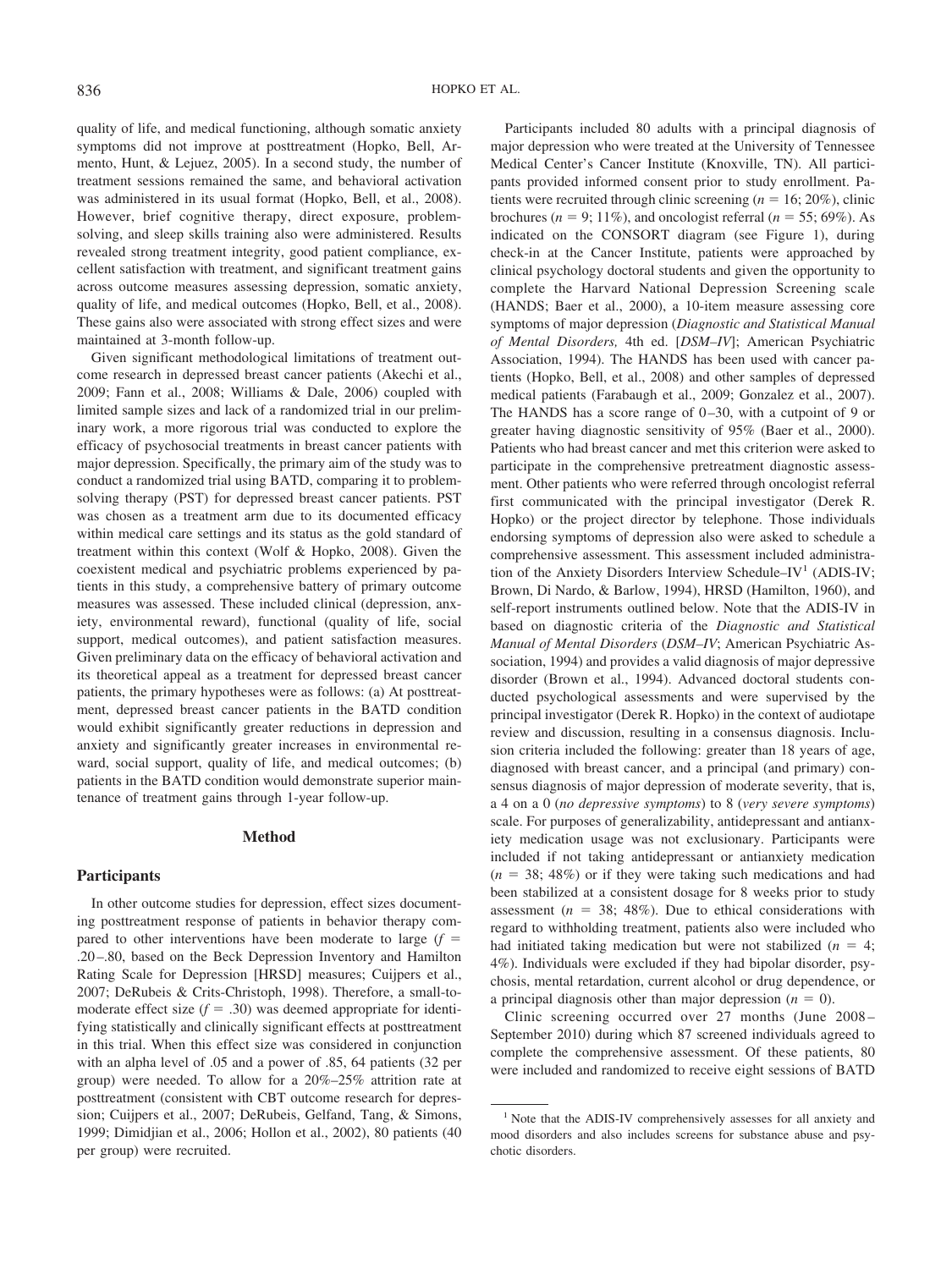quality of life, and medical functioning, although somatic anxiety symptoms did not improve at posttreatment (Hopko, Bell, Armento, Hunt, & Lejuez, 2005). In a second study, the number of treatment sessions remained the same, and behavioral activation was administered in its usual format (Hopko, Bell, et al., 2008). However, brief cognitive therapy, direct exposure, problem-solving, and sleep skills training also were administered. Results revealed strong treatment integrity, good patient compliance, excellent satisfaction with treatment, and significant treatment gains across outcome measures assessing depression, somatic anxiety, quality of life, and medical outcomes (Hopko, Bell, et al., 2008). These gains also were associated with strong effect sizes and were maintained at 3-month follow-up.

Given significant methodological limitations of treatment outcome research in depressed breast cancer patients (Akechi et al., 2009; Fann et al., 2008; Williams & Dale, 2006) coupled with limited sample sizes and lack of a randomized trial in our preliminary work, a more rigorous trial was conducted to explore the efficacy of psychosocial treatments in breast cancer patients with major depression. Specifically, the primary aim of the study was to conduct a randomized trial using BATD, comparing it to problem-solving therapy (PST) for depressed breast cancer patients. PST was chosen as a treatment arm due to its documented efficacy within medical care settings and its status as the gold standard of treatment within this context (Wolf & Hopko, 2008). Given the coexistent medical and psychiatric problems experienced by patients in this study, a comprehensive battery of primary outcome measures was assessed. These included clinical (depression, anxiety, environmental reward), functional (quality of life, social support, medical outcomes), and patient satisfaction measures. Given preliminary data on the efficacy of behavioral activation and its theoretical appeal as a treatment for depressed breast cancer patients, the primary hypotheses were as follows: (a) At posttreatment, depressed breast cancer patients in the BATD condition would exhibit significantly greater reductions in depression and anxiety and significantly greater increases in environmental reward, social support, quality of life, and medical outcomes; (b) patients in the BATD condition would demonstrate superior maintenance of treatment gains through 1-year follow-up.

## Method

### Participants

In other outcome studies for depression, effect sizes documenting posttreatment response of patients in behavior therapy compared to other interventions have been moderate to large ($f$ = .20–.80, based on the Beck Depression Inventory and Hamilton Rating Scale for Depression [HRSD] measures; Cuijpers et al., 2007; DeRubeis & Crits-Christoph, 1998). Therefore, a small-to-moderate effect size ($f$ = .30) was deemed appropriate for identifying statistically and clinically significant effects at posttreatment in this trial. When this effect size was considered in conjunction with an alpha level of .05 and a power of .85, 64 patients (32 per group) were needed. To allow for a 20%–25% attrition rate at posttreatment (consistent with CBT outcome research for depression; Cuijpers et al., 2007; DeRubeis, Gelfand, Tang, & Simons, 1999; Dimidjian et al., 2006; Hollon et al., 2002), 80 patients (40 per group) were recruited.

Participants included 80 adults with a principal diagnosis of major depression who were treated at the University of Tennessee Medical Center's Cancer Institute (Knoxville, TN). All participants provided informed consent prior to study enrollment. Patients were recruited through clinic screening ($n$ = 16; 20%), clinic brochures ($n$ = 9; 11%), and oncologist referral ($n$ = 55; 69%). As indicated on the CONSORT diagram (see Figure 1), during check-in at the Cancer Institute, patients were approached by clinical psychology doctoral students and given the opportunity to complete the Harvard National Depression Screening scale (HANDS; Baer et al., 2000), a 10-item measure assessing core symptoms of major depression (*Diagnostic and Statistical Manual of Mental Disorders,* 4th ed. [*DSM–IV*]; American Psychiatric Association, 1994). The HANDS has been used with cancer patients (Hopko, Bell, et al., 2008) and other samples of depressed medical patients (Farabaugh et al., 2009; Gonzalez et al., 2007). The HANDS has a score range of 0–30, with a cutpoint of 9 or greater having diagnostic sensitivity of 95% (Baer et al., 2000). Patients who had breast cancer and met this criterion were asked to participate in the comprehensive pretreatment diagnostic assessment. Other patients who were referred through oncologist referral first communicated with the principal investigator (Derek R. Hopko) or the project director by telephone. Those individuals endorsing symptoms of depression also were asked to schedule a comprehensive assessment. This assessment included administration of the Anxiety Disorders Interview Schedule–IV[1] (ADIS-IV; Brown, Di Nardo, & Barlow, 1994), HRSD (Hamilton, 1960), and self-report instruments outlined below. Note that the ADIS-IV in based on diagnostic criteria of the *Diagnostic and Statistical Manual of Mental Disorders* (*DSM–IV*; American Psychiatric Association, 1994) and provides a valid diagnosis of major depressive disorder (Brown et al., 1994). Advanced doctoral students conducted psychological assessments and were supervised by the principal investigator (Derek R. Hopko) in the context of audiotape review and discussion, resulting in a consensus diagnosis. Inclusion criteria included the following: greater than 18 years of age, diagnosed with breast cancer, and a principal (and primary) consensus diagnosis of major depression of moderate severity, that is, a 4 on a 0 (*no depressive symptoms*) to 8 (*very severe symptoms*) scale. For purposes of generalizability, antidepressant and antianxiety medication usage was not exclusionary. Participants were included if not taking antidepressant or antianxiety medication ($n$ = 38; 48%) or if they were taking such medications and had been stabilized at a consistent dosage for 8 weeks prior to study assessment ($n$ = 38; 48%). Due to ethical considerations with regard to withholding treatment, patients also were included who had initiated taking medication but were not stabilized ($n$ = 4; 4%). Individuals were excluded if they had bipolar disorder, psychosis, mental retardation, current alcohol or drug dependence, or a principal diagnosis other than major depression ($n$ = 0).

Clinic screening occurred over 27 months (June 2008–September 2010) during which 87 screened individuals agreed to complete the comprehensive assessment. Of these patients, 80 were included and randomized to receive eight sessions of BATD

[1] Note that the ADIS-IV comprehensively assesses for all anxiety and mood disorders and also includes screens for substance abuse and psychotic disorders.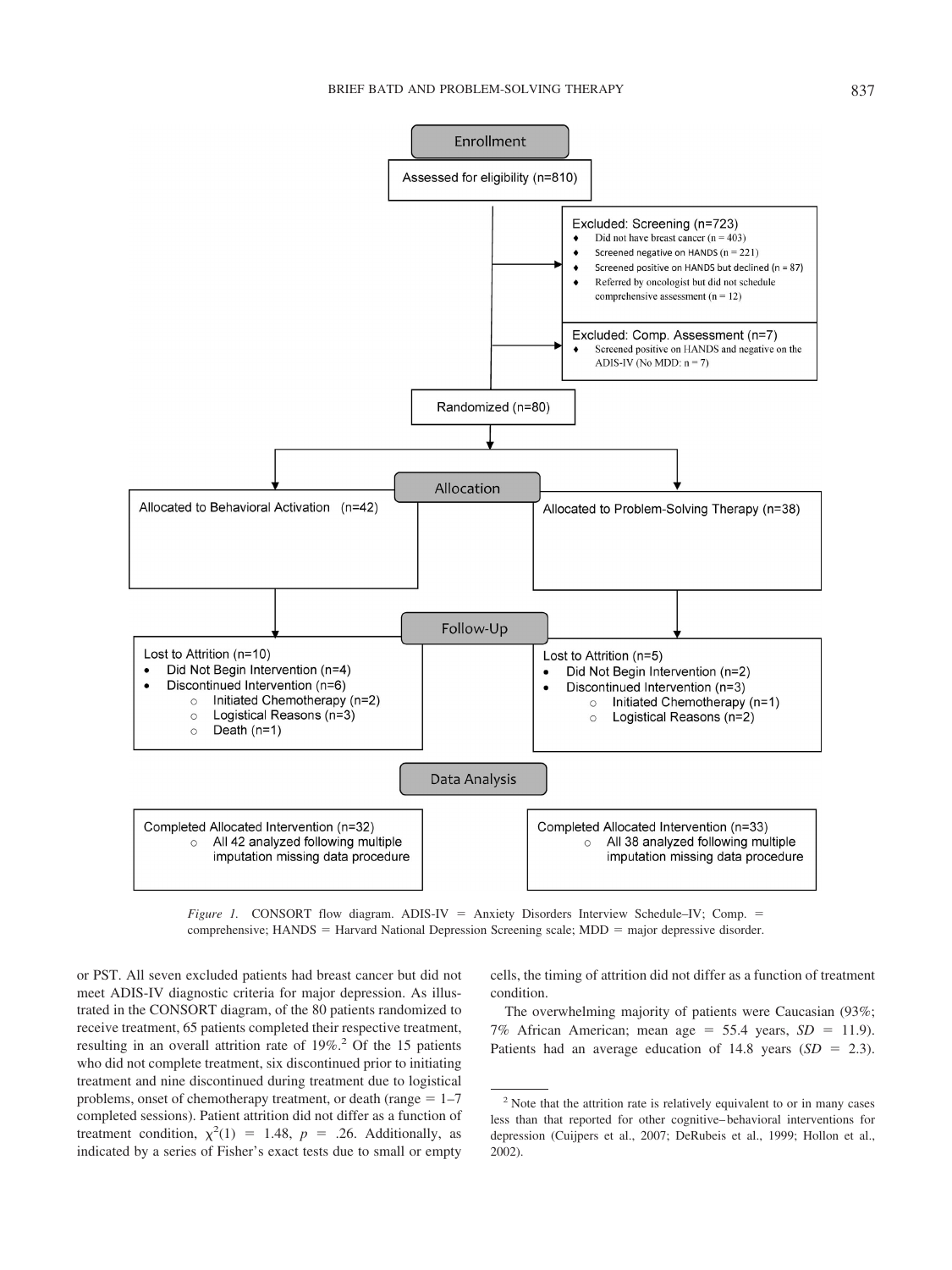Enrollment

Assessed for eligibility (n=810)

Excluded: Screening (n=723)
- Did not have breast cancer (n = 403)
- Screened negative on HANDS (n = 221)
- Screened positive on HANDS but declined (n = 87)
- Referred by oncologist but did not schedule comprehensive assessment (n = 12)

Excluded: Comp. Assessment (n=7)
- Screened positive on HANDS and negative on the ADIS-IV (No MDD: n = 7)

Randomized (n=80)

Allocation

Allocated to Behavioral Activation (n=42)

Allocated to Problem-Solving Therapy (n=38)

Follow-Up

Lost to Attrition (n=10)
- Did Not Begin Intervention (n=4)
- Discontinued Intervention (n=6)
  - Initiated Chemotherapy (n=2)
  - Logistical Reasons (n=3)
  - Death (n=1)

Lost to Attrition (n=5)
- Did Not Begin Intervention (n=2)
- Discontinued Intervention (n=3)
  - Initiated Chemotherapy (n=1)
  - Logistical Reasons (n=2)

Data Analysis

Completed Allocated Intervention (n=32)
- All 42 analyzed following multiple imputation missing data procedure

Completed Allocated Intervention (n=33)
- All 38 analyzed following multiple imputation missing data procedure

*Figure 1.* CONSORT flow diagram. ADIS-IV = Anxiety Disorders Interview Schedule–IV; Comp. = comprehensive; HANDS = Harvard National Depression Screening scale; MDD = major depressive disorder.

or PST. All seven excluded patients had breast cancer but did not meet ADIS-IV diagnostic criteria for major depression. As illustrated in the CONSORT diagram, of the 80 patients randomized to receive treatment, 65 patients completed their respective treatment, resulting in an overall attrition rate of 19%.[2] Of the 15 patients who did not complete treatment, six discontinued prior to initiating treatment and nine discontinued during treatment due to logistical problems, onset of chemotherapy treatment, or death (range = 1–7 completed sessions). Patient attrition did not differ as a function of treatment condition, $\chi^2(1) = 1.48$, $p = .26$. Additionally, as indicated by a series of Fisher's exact tests due to small or empty cells, the timing of attrition did not differ as a function of treatment condition.

The overwhelming majority of patients were Caucasian (93%; 7% African American; mean age = 55.4 years, $SD = 11.9$). Patients had an average education of 14.8 years ($SD = 2.3$).

[2] Note that the attrition rate is relatively equivalent to or in many cases less than that reported for other cognitive–behavioral interventions for depression (Cuijpers et al., 2007; DeRubeis et al., 1999; Hollon et al., 2002).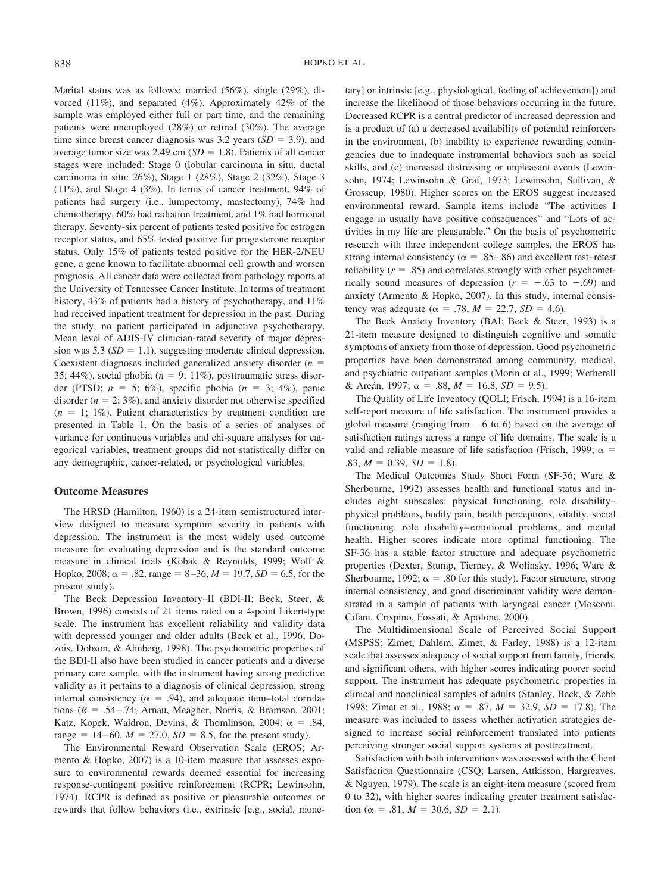Marital status was as follows: married (56%), single (29%), divorced (11%), and separated (4%). Approximately 42% of the sample was employed either full or part time, and the remaining patients were unemployed (28%) or retired (30%). The average time since breast cancer diagnosis was 3.2 years ($SD = 3.9$), and average tumor size was 2.49 cm ($SD = 1.8$). Patients of all cancer stages were included: Stage 0 (lobular carcinoma in situ, ductal carcinoma in situ: 26%), Stage 1 (28%), Stage 2 (32%), Stage 3 (11%), and Stage 4 (3%). In terms of cancer treatment, 94% of patients had surgery (i.e., lumpectomy, mastectomy), 74% had chemotherapy, 60% had radiation treatment, and 1% had hormonal therapy. Seventy-six percent of patients tested positive for estrogen receptor status, and 65% tested positive for progesterone receptor status. Only 15% of patients tested positive for the HER-2/NEU gene, a gene known to facilitate abnormal cell growth and worsen prognosis. All cancer data were collected from pathology reports at the University of Tennessee Cancer Institute. In terms of treatment history, 43% of patients had a history of psychotherapy, and 11% had received inpatient treatment for depression in the past. During the study, no patient participated in adjunctive psychotherapy. Mean level of ADIS-IV clinician-rated severity of major depression was 5.3 ($SD = 1.1$), suggesting moderate clinical depression. Coexistent diagnoses included generalized anxiety disorder ($n = 35$; 44%), social phobia ($n = 9$; 11%), posttraumatic stress disorder (PTSD; $n = 5$; 6%), specific phobia ($n = 3$; 4%), panic disorder ($n = 2$; 3%), and anxiety disorder not otherwise specified ($n = 1$; 1%). Patient characteristics by treatment condition are presented in Table 1. On the basis of a series of analyses of variance for continuous variables and chi-square analyses for categorical variables, treatment groups did not statistically differ on any demographic, cancer-related, or psychological variables.

## Outcome Measures

The HRSD (Hamilton, 1960) is a 24-item semistructured interview designed to measure symptom severity in patients with depression. The instrument is the most widely used outcome measure for evaluating depression and is the standard outcome measure in clinical trials (Kobak & Reynolds, 1999; Wolf & Hopko, 2008; $\alpha = .82$, range = 8–36, $M = 19.7$, $SD = 6.5$, for the present study).

The Beck Depression Inventory–II (BDI-II; Beck, Steer, & Brown, 1996) consists of 21 items rated on a 4-point Likert-type scale. The instrument has excellent reliability and validity data with depressed younger and older adults (Beck et al., 1996; Dozois, Dobson, & Ahnberg, 1998). The psychometric properties of the BDI-II also have been studied in cancer patients and a diverse primary care sample, with the instrument having strong predictive validity as it pertains to a diagnosis of clinical depression, strong internal consistency ($\alpha = .94$), and adequate item–total correlations ($R = .54$–.74; Arnau, Meagher, Norris, & Bramson, 2001; Katz, Kopek, Waldron, Devins, & Thomlinson, 2004; $\alpha = .84$, range = 14–60, $M = 27.0$, $SD = 8.5$, for the present study).

The Environmental Reward Observation Scale (EROS; Armento & Hopko, 2007) is a 10-item measure that assesses exposure to environmental rewards deemed essential for increasing response-contingent positive reinforcement (RCPR; Lewinsohn, 1974). RCPR is defined as positive or pleasurable outcomes or rewards that follow behaviors (i.e., extrinsic [e.g., social, monetary] or intrinsic [e.g., physiological, feeling of achievement]) and increase the likelihood of those behaviors occurring in the future. Decreased RCPR is a central predictor of increased depression and is a product of (a) a decreased availability of potential reinforcers in the environment, (b) inability to experience rewarding contingencies due to inadequate instrumental behaviors such as social skills, and (c) increased distressing or unpleasant events (Lewinsohn, 1974; Lewinsohn & Graf, 1973; Lewinsohn, Sullivan, & Grosscup, 1980). Higher scores on the EROS suggest increased environmental reward. Sample items include "The activities I engage in usually have positive consequences" and "Lots of activities in my life are pleasurable." On the basis of psychometric research with three independent college samples, the EROS has strong internal consistency ($\alpha = .85$–.86) and excellent test–retest reliability ($r = .85$) and correlates strongly with other psychometrically sound measures of depression ($r = -.63$ to $-.69$) and anxiety (Armento & Hopko, 2007). In this study, internal consistency was adequate ($\alpha = .78$, $M = 22.7$, $SD = 4.6$).

The Beck Anxiety Inventory (BAI; Beck & Steer, 1993) is a 21-item measure designed to distinguish cognitive and somatic symptoms of anxiety from those of depression. Good psychometric properties have been demonstrated among community, medical, and psychiatric outpatient samples (Morin et al., 1999; Wetherell & Areán, 1997; $\alpha = .88$, $M = 16.8$, $SD = 9.5$).

The Quality of Life Inventory (QOLI; Frisch, 1994) is a 16-item self-report measure of life satisfaction. The instrument provides a global measure (ranging from $-6$ to 6) based on the average of satisfaction ratings across a range of life domains. The scale is a valid and reliable measure of life satisfaction (Frisch, 1999; $\alpha = .83$, $M = 0.39$, $SD = 1.8$).

The Medical Outcomes Study Short Form (SF-36; Ware & Sherbourne, 1992) assesses health and functional status and includes eight subscales: physical functioning, role disability–physical problems, bodily pain, health perceptions, vitality, social functioning, role disability–emotional problems, and mental health. Higher scores indicate more optimal functioning. The SF-36 has a stable factor structure and adequate psychometric properties (Dexter, Stump, Tierney, & Wolinsky, 1996; Ware & Sherbourne, 1992; $\alpha = .80$ for this study). Factor structure, strong internal consistency, and good discriminant validity were demonstrated in a sample of patients with laryngeal cancer (Mosconi, Cifani, Crispino, Fossati, & Apolone, 2000).

The Multidimensional Scale of Perceived Social Support (MSPSS; Zimet, Dahlem, Zimet, & Farley, 1988) is a 12-item scale that assesses adequacy of social support from family, friends, and significant others, with higher scores indicating poorer social support. The instrument has adequate psychometric properties in clinical and nonclinical samples of adults (Stanley, Beck, & Zebb 1998; Zimet et al., 1988; $\alpha = .87$, $M = 32.9$, $SD = 17.8$). The measure was included to assess whether activation strategies designed to increase social reinforcement translated into patients perceiving stronger social support systems at posttreatment.

Satisfaction with both interventions was assessed with the Client Satisfaction Questionnaire (CSQ; Larsen, Attkisson, Hargreaves, & Nguyen, 1979). The scale is an eight-item measure (scored from 0 to 32), with higher scores indicating greater treatment satisfaction ($\alpha = .81$, $M = 30.6$, $SD = 2.1$).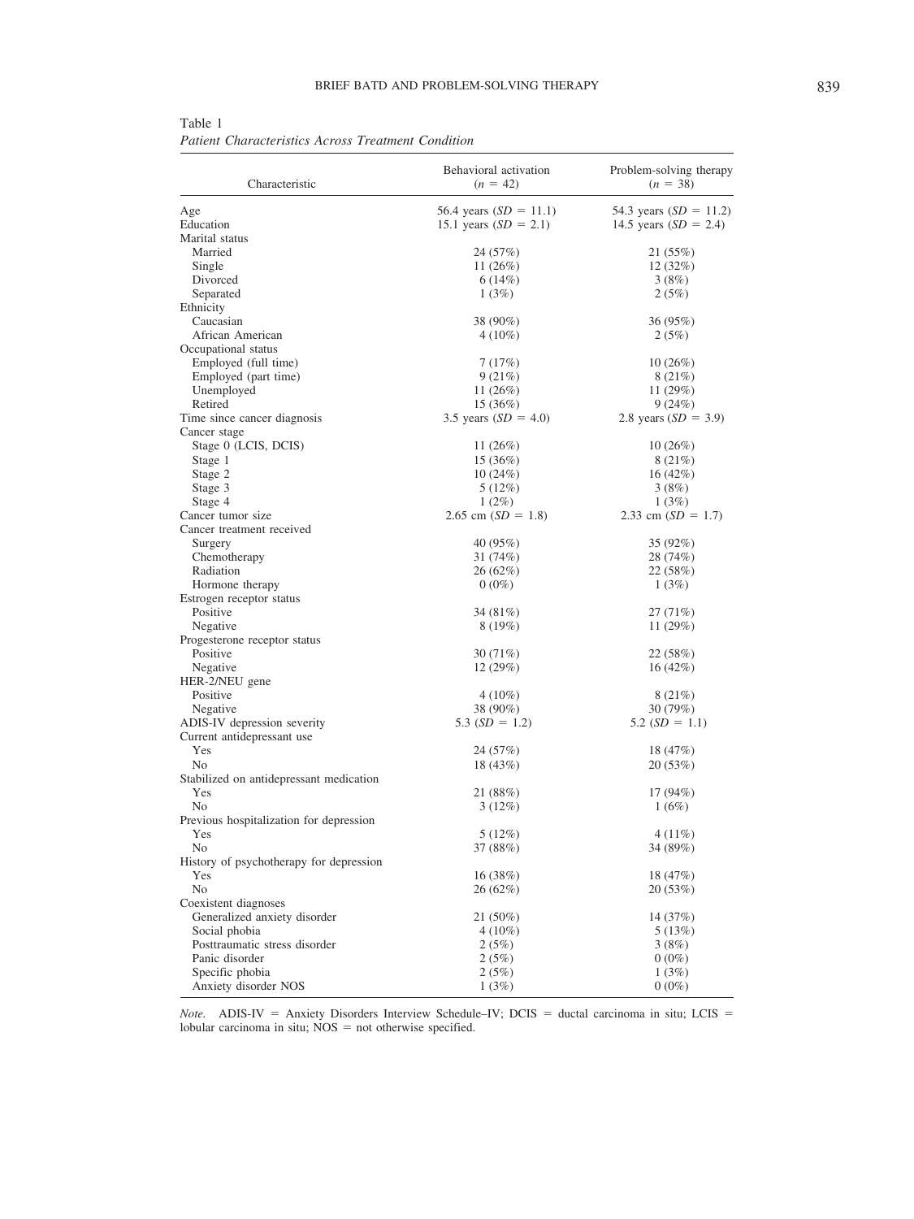Table 1
*Patient Characteristics Across Treatment Condition*

| Characteristic | Behavioral activation ($n$ = 42) | Problem-solving therapy ($n$ = 38) |
|---|---|---|
| Age | 56.4 years ($SD$ = 11.1) | 54.3 years ($SD$ = 11.2) |
| Education | 15.1 years ($SD$ = 2.1) | 14.5 years ($SD$ = 2.4) |
| Marital status | | |
| Married | 24 (57%) | 21 (55%) |
| Single | 11 (26%) | 12 (32%) |
| Divorced | 6 (14%) | 3 (8%) |
| Separated | 1 (3%) | 2 (5%) |
| Ethnicity | | |
| Caucasian | 38 (90%) | 36 (95%) |
| African American | 4 (10%) | 2 (5%) |
| Occupational status | | |
| Employed (full time) | 7 (17%) | 10 (26%) |
| Employed (part time) | 9 (21%) | 8 (21%) |
| Unemployed | 11 (26%) | 11 (29%) |
| Retired | 15 (36%) | 9 (24%) |
| Time since cancer diagnosis | 3.5 years ($SD$ = 4.0) | 2.8 years ($SD$ = 3.9) |
| Cancer stage | | |
| Stage 0 (LCIS, DCIS) | 11 (26%) | 10 (26%) |
| Stage 1 | 15 (36%) | 8 (21%) |
| Stage 2 | 10 (24%) | 16 (42%) |
| Stage 3 | 5 (12%) | 3 (8%) |
| Stage 4 | 1 (2%) | 1 (3%) |
| Cancer tumor size | 2.65 cm ($SD$ = 1.8) | 2.33 cm ($SD$ = 1.7) |
| Cancer treatment received | | |
| Surgery | 40 (95%) | 35 (92%) |
| Chemotherapy | 31 (74%) | 28 (74%) |
| Radiation | 26 (62%) | 22 (58%) |
| Hormone therapy | 0 (0%) | 1 (3%) |
| Estrogen receptor status | | |
| Positive | 34 (81%) | 27 (71%) |
| Negative | 8 (19%) | 11 (29%) |
| Progesterone receptor status | | |
| Positive | 30 (71%) | 22 (58%) |
| Negative | 12 (29%) | 16 (42%) |
| HER-2/NEU gene | | |
| Positive | 4 (10%) | 8 (21%) |
| Negative | 38 (90%) | 30 (79%) |
| ADIS-IV depression severity | 5.3 ($SD$ = 1.2) | 5.2 ($SD$ = 1.1) |
| Current antidepressant use | | |
| Yes | 24 (57%) | 18 (47%) |
| No | 18 (43%) | 20 (53%) |
| Stabilized on antidepressant medication | | |
| Yes | 21 (88%) | 17 (94%) |
| No | 3 (12%) | 1 (6%) |
| Previous hospitalization for depression | | |
| Yes | 5 (12%) | 4 (11%) |
| No | 37 (88%) | 34 (89%) |
| History of psychotherapy for depression | | |
| Yes | 16 (38%) | 18 (47%) |
| No | 26 (62%) | 20 (53%) |
| Coexistent diagnoses | | |
| Generalized anxiety disorder | 21 (50%) | 14 (37%) |
| Social phobia | 4 (10%) | 5 (13%) |
| Posttraumatic stress disorder | 2 (5%) | 3 (8%) |
| Panic disorder | 2 (5%) | 0 (0%) |
| Specific phobia | 2 (5%) | 1 (3%) |
| Anxiety disorder NOS | 1 (3%) | 0 (0%) |

*Note.* ADIS-IV = Anxiety Disorders Interview Schedule–IV; DCIS = ductal carcinoma in situ; LCIS = lobular carcinoma in situ; NOS = not otherwise specified.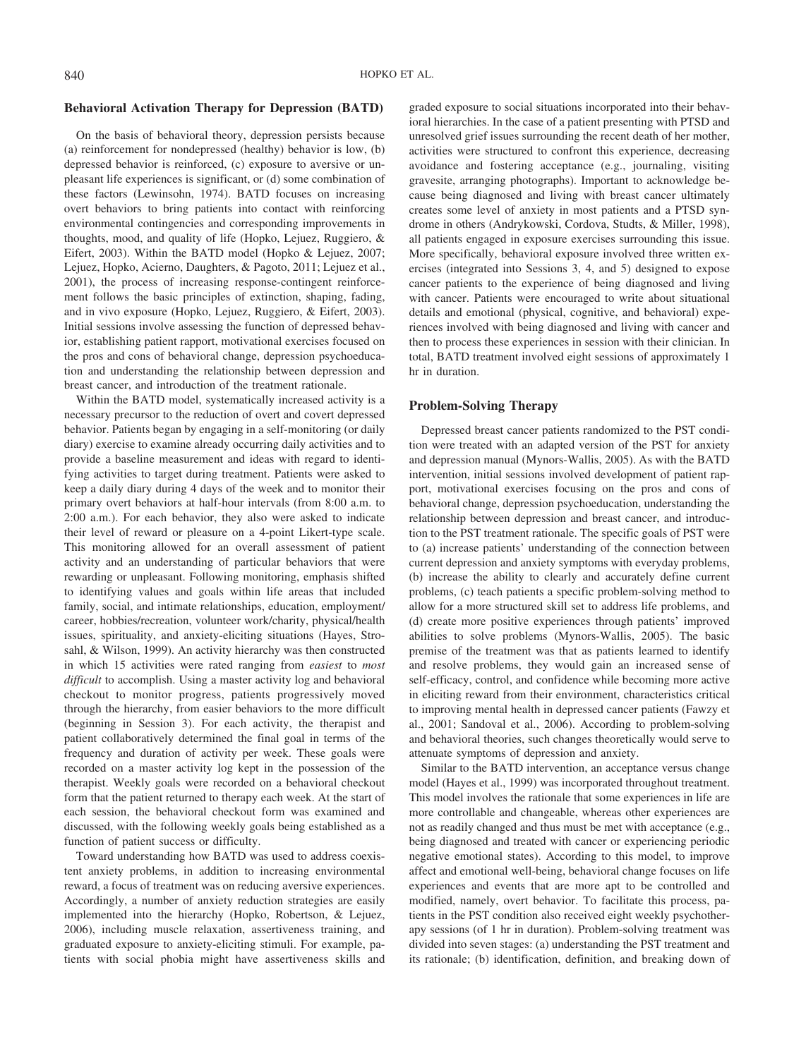## Behavioral Activation Therapy for Depression (BATD)

On the basis of behavioral theory, depression persists because (a) reinforcement for nondepressed (healthy) behavior is low, (b) depressed behavior is reinforced, (c) exposure to aversive or unpleasant life experiences is significant, or (d) some combination of these factors (Lewinsohn, 1974). BATD focuses on increasing overt behaviors to bring patients into contact with reinforcing environmental contingencies and corresponding improvements in thoughts, mood, and quality of life (Hopko, Lejuez, Ruggiero, & Eifert, 2003). Within the BATD model (Hopko & Lejuez, 2007; Lejuez, Hopko, Acierno, Daughters, & Pagoto, 2011; Lejuez et al., 2001), the process of increasing response-contingent reinforcement follows the basic principles of extinction, shaping, fading, and in vivo exposure (Hopko, Lejuez, Ruggiero, & Eifert, 2003). Initial sessions involve assessing the function of depressed behavior, establishing patient rapport, motivational exercises focused on the pros and cons of behavioral change, depression psychoeducation and understanding the relationship between depression and breast cancer, and introduction of the treatment rationale.

Within the BATD model, systematically increased activity is a necessary precursor to the reduction of overt and covert depressed behavior. Patients began by engaging in a self-monitoring (or daily diary) exercise to examine already occurring daily activities and to provide a baseline measurement and ideas with regard to identifying activities to target during treatment. Patients were asked to keep a daily diary during 4 days of the week and to monitor their primary overt behaviors at half-hour intervals (from 8:00 a.m. to 2:00 a.m.). For each behavior, they also were asked to indicate their level of reward or pleasure on a 4-point Likert-type scale. This monitoring allowed for an overall assessment of patient activity and an understanding of particular behaviors that were rewarding or unpleasant. Following monitoring, emphasis shifted to identifying values and goals within life areas that included family, social, and intimate relationships, education, employment/career, hobbies/recreation, volunteer work/charity, physical/health issues, spirituality, and anxiety-eliciting situations (Hayes, Strosahl, & Wilson, 1999). An activity hierarchy was then constructed in which 15 activities were rated ranging from *easiest* to *most difficult* to accomplish. Using a master activity log and behavioral checkout to monitor progress, patients progressively moved through the hierarchy, from easier behaviors to the more difficult (beginning in Session 3). For each activity, the therapist and patient collaboratively determined the final goal in terms of the frequency and duration of activity per week. These goals were recorded on a master activity log kept in the possession of the therapist. Weekly goals were recorded on a behavioral checkout form that the patient returned to therapy each week. At the start of each session, the behavioral checkout form was examined and discussed, with the following weekly goals being established as a function of patient success or difficulty.

Toward understanding how BATD was used to address coexistent anxiety problems, in addition to increasing environmental reward, a focus of treatment was on reducing aversive experiences. Accordingly, a number of anxiety reduction strategies are easily implemented into the hierarchy (Hopko, Robertson, & Lejuez, 2006), including muscle relaxation, assertiveness training, and graduated exposure to anxiety-eliciting stimuli. For example, patients with social phobia might have assertiveness skills and graded exposure to social situations incorporated into their behavioral hierarchies. In the case of a patient presenting with PTSD and unresolved grief issues surrounding the recent death of her mother, activities were structured to confront this experience, decreasing avoidance and fostering acceptance (e.g., journaling, visiting gravesite, arranging photographs). Important to acknowledge because being diagnosed and living with breast cancer ultimately creates some level of anxiety in most patients and a PTSD syndrome in others (Andrykowski, Cordova, Studts, & Miller, 1998), all patients engaged in exposure exercises surrounding this issue. More specifically, behavioral exposure involved three written exercises (integrated into Sessions 3, 4, and 5) designed to expose cancer patients to the experience of being diagnosed and living with cancer. Patients were encouraged to write about situational details and emotional (physical, cognitive, and behavioral) experiences involved with being diagnosed and living with cancer and then to process these experiences in session with their clinician. In total, BATD treatment involved eight sessions of approximately 1 hr in duration.

## Problem-Solving Therapy

Depressed breast cancer patients randomized to the PST condition were treated with an adapted version of the PST for anxiety and depression manual (Mynors-Wallis, 2005). As with the BATD intervention, initial sessions involved development of patient rapport, motivational exercises focusing on the pros and cons of behavioral change, depression psychoeducation, understanding the relationship between depression and breast cancer, and introduction to the PST treatment rationale. The specific goals of PST were to (a) increase patients' understanding of the connection between current depression and anxiety symptoms with everyday problems, (b) increase the ability to clearly and accurately define current problems, (c) teach patients a specific problem-solving method to allow for a more structured skill set to address life problems, and (d) create more positive experiences through patients' improved abilities to solve problems (Mynors-Wallis, 2005). The basic premise of the treatment was that as patients learned to identify and resolve problems, they would gain an increased sense of self-efficacy, control, and confidence while becoming more active in eliciting reward from their environment, characteristics critical to improving mental health in depressed cancer patients (Fawzy et al., 2001; Sandoval et al., 2006). According to problem-solving and behavioral theories, such changes theoretically would serve to attenuate symptoms of depression and anxiety.

Similar to the BATD intervention, an acceptance versus change model (Hayes et al., 1999) was incorporated throughout treatment. This model involves the rationale that some experiences in life are more controllable and changeable, whereas other experiences are not as readily changed and thus must be met with acceptance (e.g., being diagnosed and treated with cancer or experiencing periodic negative emotional states). According to this model, to improve affect and emotional well-being, behavioral change focuses on life experiences and events that are more apt to be controlled and modified, namely, overt behavior. To facilitate this process, patients in the PST condition also received eight weekly psychotherapy sessions (of 1 hr in duration). Problem-solving treatment was divided into seven stages: (a) understanding the PST treatment and its rationale; (b) identification, definition, and breaking down of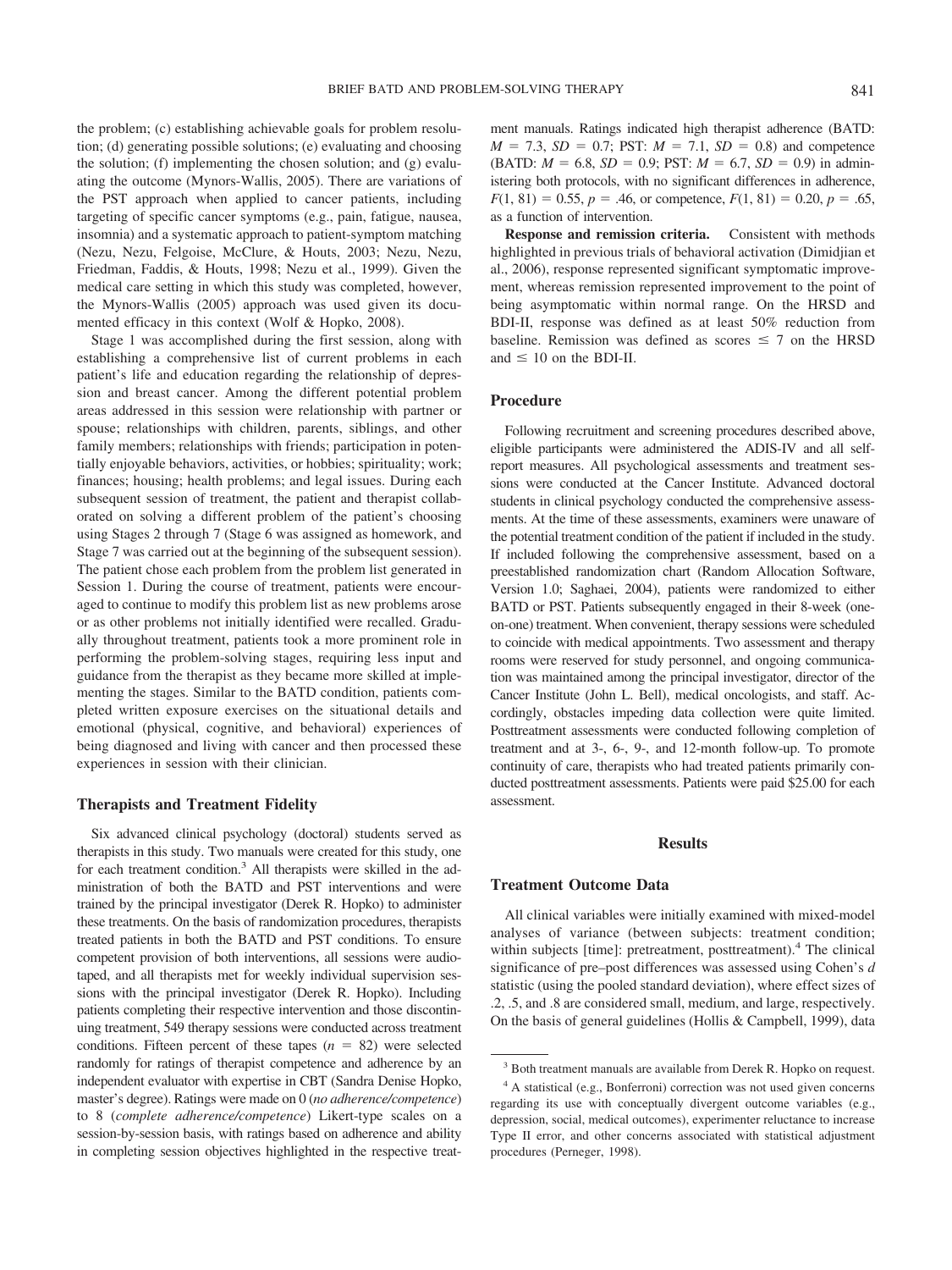the problem; (c) establishing achievable goals for problem resolution; (d) generating possible solutions; (e) evaluating and choosing the solution; (f) implementing the chosen solution; and (g) evaluating the outcome (Mynors-Wallis, 2005). There are variations of the PST approach when applied to cancer patients, including targeting of specific cancer symptoms (e.g., pain, fatigue, nausea, insomnia) and a systematic approach to patient-symptom matching (Nezu, Nezu, Felgoise, McClure, & Houts, 2003; Nezu, Nezu, Friedman, Faddis, & Houts, 1998; Nezu et al., 1999). Given the medical care setting in which this study was completed, however, the Mynors-Wallis (2005) approach was used given its documented efficacy in this context (Wolf & Hopko, 2008).

Stage 1 was accomplished during the first session, along with establishing a comprehensive list of current problems in each patient's life and education regarding the relationship of depression and breast cancer. Among the different potential problem areas addressed in this session were relationship with partner or spouse; relationships with children, parents, siblings, and other family members; relationships with friends; participation in potentially enjoyable behaviors, activities, or hobbies; spirituality; work; finances; housing; health problems; and legal issues. During each subsequent session of treatment, the patient and therapist collaborated on solving a different problem of the patient's choosing using Stages 2 through 7 (Stage 6 was assigned as homework, and Stage 7 was carried out at the beginning of the subsequent session). The patient chose each problem from the problem list generated in Session 1. During the course of treatment, patients were encouraged to continue to modify this problem list as new problems arose or as other problems not initially identified were recalled. Gradually throughout treatment, patients took a more prominent role in performing the problem-solving stages, requiring less input and guidance from the therapist as they became more skilled at implementing the stages. Similar to the BATD condition, patients completed written exposure exercises on the situational details and emotional (physical, cognitive, and behavioral) experiences of being diagnosed and living with cancer and then processed these experiences in session with their clinician.

### Therapists and Treatment Fidelity

Six advanced clinical psychology (doctoral) students served as therapists in this study. Two manuals were created for this study, one for each treatment condition.[3] All therapists were skilled in the administration of both the BATD and PST interventions and were trained by the principal investigator (Derek R. Hopko) to administer these treatments. On the basis of randomization procedures, therapists treated patients in both the BATD and PST conditions. To ensure competent provision of both interventions, all sessions were audiotaped, and all therapists met for weekly individual supervision sessions with the principal investigator (Derek R. Hopko). Including patients completing their respective intervention and those discontinuing treatment, 549 therapy sessions were conducted across treatment conditions. Fifteen percent of these tapes ($n = 82$) were selected randomly for ratings of therapist competence and adherence by an independent evaluator with expertise in CBT (Sandra Denise Hopko, master's degree). Ratings were made on 0 (*no adherence/competence*) to 8 (*complete adherence/competence*) Likert-type scales on a session-by-session basis, with ratings based on adherence and ability in completing session objectives highlighted in the respective treatment manuals. Ratings indicated high therapist adherence (BATD: $M = 7.3$, $SD = 0.7$; PST: $M = 7.1$, $SD = 0.8$) and competence (BATD: $M = 6.8$, $SD = 0.9$; PST: $M = 6.7$, $SD = 0.9$) in administering both protocols, with no significant differences in adherence, $F(1, 81) = 0.55$, $p = .46$, or competence, $F(1, 81) = 0.20$, $p = .65$, as a function of intervention.

**Response and remission criteria.** Consistent with methods highlighted in previous trials of behavioral activation (Dimidjian et al., 2006), response represented significant symptomatic improvement, whereas remission represented improvement to the point of being asymptomatic within normal range. On the HRSD and BDI-II, response was defined as at least 50% reduction from baseline. Remission was defined as scores $\leq 7$ on the HRSD and $\leq 10$ on the BDI-II.

### Procedure

Following recruitment and screening procedures described above, eligible participants were administered the ADIS-IV and all self-report measures. All psychological assessments and treatment sessions were conducted at the Cancer Institute. Advanced doctoral students in clinical psychology conducted the comprehensive assessments. At the time of these assessments, examiners were unaware of the potential treatment condition of the patient if included in the study. If included following the comprehensive assessment, based on a preestablished randomization chart (Random Allocation Software, Version 1.0; Saghaei, 2004), patients were randomized to either BATD or PST. Patients subsequently engaged in their 8-week (one-on-one) treatment. When convenient, therapy sessions were scheduled to coincide with medical appointments. Two assessment and therapy rooms were reserved for study personnel, and ongoing communication was maintained among the principal investigator, director of the Cancer Institute (John L. Bell), medical oncologists, and staff. Accordingly, obstacles impeding data collection were quite limited. Posttreatment assessments were conducted following completion of treatment and at 3-, 6-, 9-, and 12-month follow-up. To promote continuity of care, therapists who had treated patients primarily conducted posttreatment assessments. Patients were paid $25.00 for each assessment.

## Results

### Treatment Outcome Data

All clinical variables were initially examined with mixed-model analyses of variance (between subjects: treatment condition; within subjects [time]: pretreatment, posttreatment).[4] The clinical significance of pre–post differences was assessed using Cohen's $d$ statistic (using the pooled standard deviation), where effect sizes of .2, .5, and .8 are considered small, medium, and large, respectively. On the basis of general guidelines (Hollis & Campbell, 1999), data

[3] Both treatment manuals are available from Derek R. Hopko on request.

[4] A statistical (e.g., Bonferroni) correction was not used given concerns regarding its use with conceptually divergent outcome variables (e.g., depression, social, medical outcomes), experimenter reluctance to increase Type II error, and other concerns associated with statistical adjustment procedures (Perneger, 1998).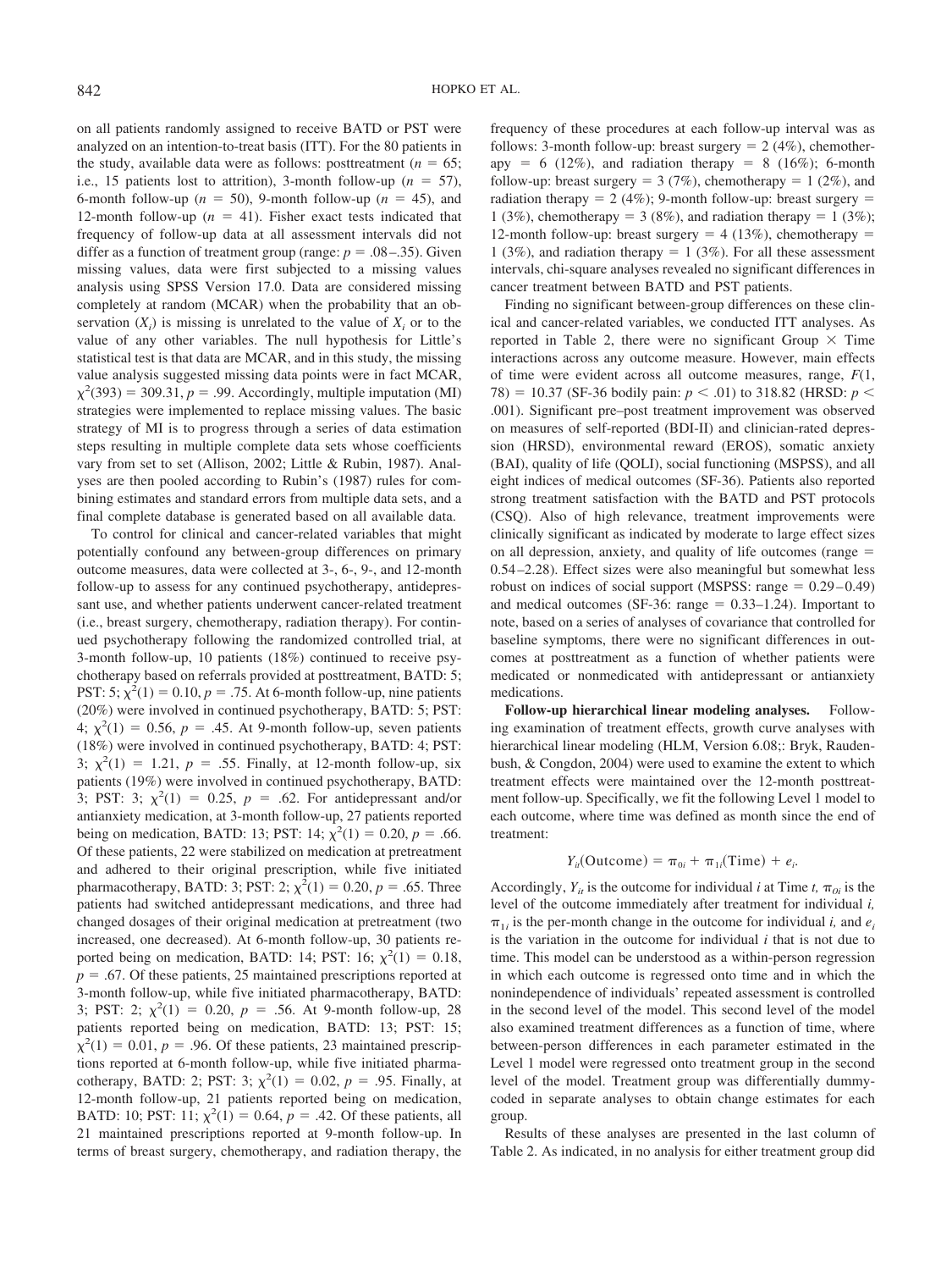on all patients randomly assigned to receive BATD or PST were analyzed on an intention-to-treat basis (ITT). For the 80 patients in the study, available data were as follows: posttreatment ($n = 65$; i.e., 15 patients lost to attrition), 3-month follow-up ($n = 57$), 6-month follow-up ($n = 50$), 9-month follow-up ($n = 45$), and 12-month follow-up ($n = 41$). Fisher exact tests indicated that frequency of follow-up data at all assessment intervals did not differ as a function of treatment group (range: $p = .08$–.35). Given missing values, data were first subjected to a missing values analysis using SPSS Version 17.0. Data are considered missing completely at random (MCAR) when the probability that an observation ($X_i$) is missing is unrelated to the value of $X_i$ or to the value of any other variables. The null hypothesis for Little's statistical test is that data are MCAR, and in this study, the missing value analysis suggested missing data points were in fact MCAR, $\chi^2(393) = 309.31$, $p = .99$. Accordingly, multiple imputation (MI) strategies were implemented to replace missing values. The basic strategy of MI is to progress through a series of data estimation steps resulting in multiple complete data sets whose coefficients vary from set to set (Allison, 2002; Little & Rubin, 1987). Analyses are then pooled according to Rubin's (1987) rules for combining estimates and standard errors from multiple data sets, and a final complete database is generated based on all available data.

To control for clinical and cancer-related variables that might potentially confound any between-group differences on primary outcome measures, data were collected at 3-, 6-, 9-, and 12-month follow-up to assess for any continued psychotherapy, antidepressant use, and whether patients underwent cancer-related treatment (i.e., breast surgery, chemotherapy, radiation therapy). For continued psychotherapy following the randomized controlled trial, at 3-month follow-up, 10 patients (18%) continued to receive psychotherapy based on referrals provided at posttreatment, BATD: 5; PST: 5; $\chi^2(1) = 0.10$, $p = .75$. At 6-month follow-up, nine patients (20%) were involved in continued psychotherapy, BATD: 5; PST: 4; $\chi^2(1) = 0.56$, $p = .45$. At 9-month follow-up, seven patients (18%) were involved in continued psychotherapy, BATD: 4; PST: 3; $\chi^2(1) = 1.21$, $p = .55$. Finally, at 12-month follow-up, six patients (19%) were involved in continued psychotherapy, BATD: 3; PST: 3; $\chi^2(1) = 0.25$, $p = .62$. For antidepressant and/or antianxiety medication, at 3-month follow-up, 27 patients reported being on medication, BATD: 13; PST: 14; $\chi^2(1) = 0.20$, $p = .66$. Of these patients, 22 were stabilized on medication at pretreatment and adhered to their original prescription, while five initiated pharmacotherapy, BATD: 3; PST: 2; $\chi^2(1) = 0.20$, $p = .65$. Three patients had switched antidepressant medications, and three had changed dosages of their original medication at pretreatment (two increased, one decreased). At 6-month follow-up, 30 patients reported being on medication, BATD: 14; PST: 16; $\chi^2(1) = 0.18$, $p = .67$. Of these patients, 25 maintained prescriptions reported at 3-month follow-up, while five initiated pharmacotherapy, BATD: 3; PST: 2; $\chi^2(1) = 0.20$, $p = .56$. At 9-month follow-up, 28 patients reported being on medication, BATD: 13; PST: 15; $\chi^2(1) = 0.01$, $p = .96$. Of these patients, 23 maintained prescriptions reported at 6-month follow-up, while five initiated pharmacotherapy, BATD: 2; PST: 3; $\chi^2(1) = 0.02$, $p = .95$. Finally, at 12-month follow-up, 21 patients reported being on medication, BATD: 10; PST: 11; $\chi^2(1) = 0.64$, $p = .42$. Of these patients, all 21 maintained prescriptions reported at 9-month follow-up. In terms of breast surgery, chemotherapy, and radiation therapy, the frequency of these procedures at each follow-up interval was as follows: 3-month follow-up: breast surgery = 2 (4%), chemotherapy = 6 (12%), and radiation therapy = 8 (16%); 6-month follow-up: breast surgery = 3 (7%), chemotherapy = 1 (2%), and radiation therapy = 2 (4%); 9-month follow-up: breast surgery = 1 (3%), chemotherapy = 3 (8%), and radiation therapy = 1 (3%); 12-month follow-up: breast surgery = 4 (13%), chemotherapy = 1 (3%), and radiation therapy = 1 (3%). For all these assessment intervals, chi-square analyses revealed no significant differences in cancer treatment between BATD and PST patients.

Finding no significant between-group differences on these clinical and cancer-related variables, we conducted ITT analyses. As reported in Table 2, there were no significant Group × Time interactions across any outcome measure. However, main effects of time were evident across all outcome measures, range, $F(1, 78) = 10.37$ (SF-36 bodily pain: $p < .01$) to 318.82 (HRSD: $p < .001$). Significant pre–post treatment improvement was observed on measures of self-reported (BDI-II) and clinician-rated depression (HRSD), environmental reward (EROS), somatic anxiety (BAI), quality of life (QOLI), social functioning (MSPSS), and all eight indices of medical outcomes (SF-36). Patients also reported strong treatment satisfaction with the BATD and PST protocols (CSQ). Also of high relevance, treatment improvements were clinically significant as indicated by moderate to large effect sizes on all depression, anxiety, and quality of life outcomes (range = 0.54–2.28). Effect sizes were also meaningful but somewhat less robust on indices of social support (MSPSS: range = 0.29–0.49) and medical outcomes (SF-36: range = 0.33–1.24). Important to note, based on a series of analyses of covariance that controlled for baseline symptoms, there were no significant differences in outcomes at posttreatment as a function of whether patients were medicated or nonmedicated with antidepressant or antianxiety medications.

**Follow-up hierarchical linear modeling analyses.** Following examination of treatment effects, growth curve analyses with hierarchical linear modeling (HLM, Version 6.08;: Bryk, Raudenbush, & Congdon, 2004) were used to examine the extent to which treatment effects were maintained over the 12-month posttreatment follow-up. Specifically, we fit the following Level 1 model to each outcome, where time was defined as month since the end of treatment:

$$Y_{it}(\text{Outcome}) = \pi_{0i} + \pi_{1i}(\text{Time}) + e_i.$$

Accordingly, $Y_{it}$ is the outcome for individual $i$ at Time $t$, $\pi_{0i}$ is the level of the outcome immediately after treatment for individual $i$, $\pi_{1i}$ is the per-month change in the outcome for individual $i$, and $e_i$ is the variation in the outcome for individual $i$ that is not due to time. This model can be understood as a within-person regression in which each outcome is regressed onto time and in which the nonindependence of individuals' repeated assessment is controlled in the second level of the model. This second level of the model also examined treatment differences as a function of time, where between-person differences in each parameter estimated in the Level 1 model were regressed onto treatment group in the second level of the model. Treatment group was differentially dummy-coded in separate analyses to obtain change estimates for each group.

Results of these analyses are presented in the last column of Table 2. As indicated, in no analysis for either treatment group did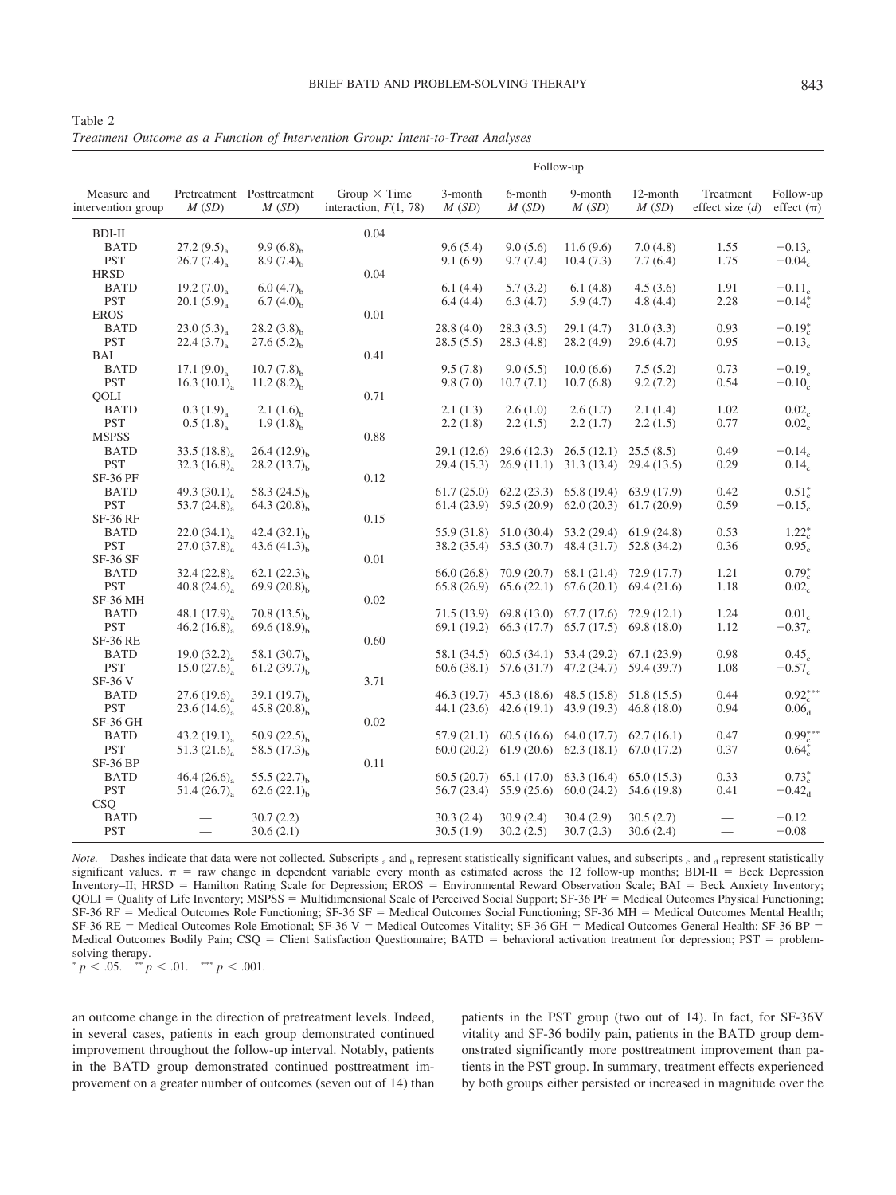Table 2

*Treatment Outcome as a Function of Intervention Group: Intent-to-Treat Analyses*

| Measure and intervention group | Pretreatment $M$ ($SD$) | Posttreatment $M$ ($SD$) | Group × Time interaction, $F(1, 78)$ | Follow-up 3-month $M$ ($SD$) | Follow-up 6-month $M$ ($SD$) | Follow-up 9-month $M$ ($SD$) | Follow-up 12-month $M$ ($SD$) | Treatment effect size ($d$) | Follow-up effect ($\pi$) |
|---|---|---|---|---|---|---|---|---|---|
| BDI-II | | | 0.04 | | | | | | |
| BATD | $27.2\ (9.5)_a$ | $9.9\ (6.8)_b$ | | 9.6 (5.4) | 9.0 (5.6) | 11.6 (9.6) | 7.0 (4.8) | 1.55 | $-0.13_c$ |
| PST | $26.7\ (7.4)_a$ | $8.9\ (7.4)_b$ | | 9.1 (6.9) | 9.7 (7.4) | 10.4 (7.3) | 7.7 (6.4) | 1.75 | $-0.04_c$ |
| HRSD | | | 0.04 | | | | | | |
| BATD | $19.2\ (7.0)_a$ | $6.0\ (4.7)_b$ | | 6.1 (4.4) | 5.7 (3.2) | 6.1 (4.8) | 4.5 (3.6) | 1.91 | $-0.11_c$ |
| PST | $20.1\ (5.9)_a$ | $6.7\ (4.0)_b$ | | 6.4 (4.4) | 6.3 (4.7) | 5.9 (4.7) | 4.8 (4.4) | 2.28 | $-0.14_c^*$ |
| EROS | | | 0.01 | | | | | | |
| BATD | $23.0\ (5.3)_a$ | $28.2\ (3.8)_b$ | | 28.8 (4.0) | 28.3 (3.5) | 29.1 (4.7) | 31.0 (3.3) | 0.93 | $-0.19_c^*$ |
| PST | $22.4\ (3.7)_a$ | $27.6\ (5.2)_b$ | | 28.5 (5.5) | 28.3 (4.8) | 28.2 (4.9) | 29.6 (4.7) | 0.95 | $-0.13_c$ |
| BAI | | | 0.41 | | | | | | |
| BATD | $17.1\ (9.0)_a$ | $10.7\ (7.8)_b$ | | 9.5 (7.8) | 9.0 (5.5) | 10.0 (6.6) | 7.5 (5.2) | 0.73 | $-0.19_c$ |
| PST | $16.3\ (10.1)_a$ | $11.2\ (8.2)_b$ | | 9.8 (7.0) | 10.7 (7.1) | 10.7 (6.8) | 9.2 (7.2) | 0.54 | $-0.10_c$ |
| QOLI | | | 0.71 | | | | | | |
| BATD | $0.3\ (1.9)_a$ | $2.1\ (1.6)_b$ | | 2.1 (1.3) | 2.6 (1.0) | 2.6 (1.7) | 2.1 (1.4) | 1.02 | $0.02_c$ |
| PST | $0.5\ (1.8)_a$ | $1.9\ (1.8)_b$ | | 2.2 (1.8) | 2.2 (1.5) | 2.2 (1.7) | 2.2 (1.5) | 0.77 | $0.02_c$ |
| MSPSS | | | 0.88 | | | | | | |
| BATD | $33.5\ (18.8)_a$ | $26.4\ (12.9)_b$ | | 29.1 (12.6) | 29.6 (12.3) | 26.5 (12.1) | 25.5 (8.5) | 0.49 | $-0.14_c$ |
| PST | $32.3\ (16.8)_a$ | $28.2\ (13.7)_b$ | | 29.4 (15.3) | 26.9 (11.1) | 31.3 (13.4) | 29.4 (13.5) | 0.29 | $0.14_c$ |
| SF-36 PF | | | 0.12 | | | | | | |
| BATD | $49.3\ (30.1)_a$ | $58.3\ (24.5)_b$ | | 61.7 (25.0) | 62.2 (23.3) | 65.8 (19.4) | 63.9 (17.9) | 0.42 | $0.51_c^*$ |
| PST | $53.7\ (24.8)_a$ | $64.3\ (20.8)_b$ | | 61.4 (23.9) | 59.5 (20.9) | 62.0 (20.3) | 61.7 (20.9) | 0.59 | $-0.15_c$ |
| SF-36 RF | | | 0.15 | | | | | | |
| BATD | $22.0\ (34.1)_a$ | $42.4\ (32.1)_b$ | | 55.9 (31.8) | 51.0 (30.4) | 53.2 (29.4) | 61.9 (24.8) | 0.53 | $1.22_c^*$ |
| PST | $27.0\ (37.8)_a$ | $43.6\ (41.3)_b$ | | 38.2 (35.4) | 53.5 (30.7) | 48.4 (31.7) | 52.8 (34.2) | 0.36 | $0.95_c$ |
| SF-36 SF | | | 0.01 | | | | | | |
| BATD | $32.4\ (22.8)_a$ | $62.1\ (22.3)_b$ | | 66.0 (26.8) | 70.9 (20.7) | 68.1 (21.4) | 72.9 (17.7) | 1.21 | $0.79_c^*$ |
| PST | $40.8\ (24.6)_a$ | $69.9\ (20.8)_b$ | | 65.8 (26.9) | 65.6 (22.1) | 67.6 (20.1) | 69.4 (21.6) | 1.18 | $0.02_c$ |
| SF-36 MH | | | 0.02 | | | | | | |
| BATD | $48.1\ (17.9)_a$ | $70.8\ (13.5)_b$ | | 71.5 (13.9) | 69.8 (13.0) | 67.7 (17.6) | 72.9 (12.1) | 1.24 | $0.01_c$ |
| PST | $46.2\ (16.8)_a$ | $69.6\ (18.9)_b$ | | 69.1 (19.2) | 66.3 (17.7) | 65.7 (17.5) | 69.8 (18.0) | 1.12 | $-0.37_c$ |
| SF-36 RE | | | 0.60 | | | | | | |
| BATD | $19.0\ (32.2)_a$ | $58.1\ (30.7)_b$ | | 58.1 (34.5) | 60.5 (34.1) | 53.4 (29.2) | 67.1 (23.9) | 0.98 | $0.45_c$ |
| PST | $15.0\ (27.6)_a$ | $61.2\ (39.7)_b$ | | 60.6 (38.1) | 57.6 (31.7) | 47.2 (34.7) | 59.4 (39.7) | 1.08 | $-0.57_c$ |
| SF-36 V | | | 3.71 | | | | | | |
| BATD | $27.6\ (19.6)_a$ | $39.1\ (19.7)_b$ | | 46.3 (19.7) | 45.3 (18.6) | 48.5 (15.8) | 51.8 (15.5) | 0.44 | $0.92_c^{***}$ |
| PST | $23.6\ (14.6)_a$ | $45.8\ (20.8)_b$ | | 44.1 (23.6) | 42.6 (19.1) | 43.9 (19.3) | 46.8 (18.0) | 0.94 | $0.06_d$ |
| SF-36 GH | | | 0.02 | | | | | | |
| BATD | $43.2\ (19.1)_a$ | $50.9\ (22.5)_b$ | | 57.9 (21.1) | 60.5 (16.6) | 64.0 (17.7) | 62.7 (16.1) | 0.47 | $0.99_c^{***}$ |
| PST | $51.3\ (21.6)_a$ | $58.5\ (17.3)_b$ | | 60.0 (20.2) | 61.9 (20.6) | 62.3 (18.1) | 67.0 (17.2) | 0.37 | $0.64_c^*$ |
| SF-36 BP | | | 0.11 | | | | | | |
| BATD | $46.4\ (26.6)_a$ | $55.5\ (22.7)_b$ | | 60.5 (20.7) | 65.1 (17.0) | 63.3 (16.4) | 65.0 (15.3) | 0.33 | $0.73_c^*$ |
| PST | $51.4\ (26.7)_a$ | $62.6\ (22.1)_b$ | | 56.7 (23.4) | 55.9 (25.6) | 60.0 (24.2) | 54.6 (19.8) | 0.41 | $-0.42_d$ |
| CSQ | | | | | | | | | |
| BATD | — | 30.7 (2.2) | | 30.3 (2.4) | 30.9 (2.4) | 30.4 (2.9) | 30.5 (2.7) | — | −0.12 |
| PST | — | 30.6 (2.1) | | 30.5 (1.9) | 30.2 (2.5) | 30.7 (2.3) | 30.6 (2.4) | — | −0.08 |

*Note.* Dashes indicate that data were not collected. Subscripts $_a$ and $_b$ represent statistically significant values, and subscripts $_c$ and $_d$ represent statistically significant values. $\pi$ = raw change in dependent variable every month as estimated across the 12 follow-up months; BDI-II = Beck Depression Inventory–II; HRSD = Hamilton Rating Scale for Depression; EROS = Environmental Reward Observation Scale; BAI = Beck Anxiety Inventory; QOLI = Quality of Life Inventory; MSPSS = Multidimensional Scale of Perceived Social Support; SF-36 PF = Medical Outcomes Physical Functioning; SF-36 RF = Medical Outcomes Role Functioning; SF-36 SF = Medical Outcomes Social Functioning; SF-36 MH = Medical Outcomes Mental Health; SF-36 RE = Medical Outcomes Role Emotional; SF-36 V = Medical Outcomes Vitality; SF-36 GH = Medical Outcomes General Health; SF-36 BP = Medical Outcomes Bodily Pain; CSQ = Client Satisfaction Questionnaire; BATD = behavioral activation treatment for depression; PST = problem-solving therapy.

$^* p < .05$. $^{**} p < .01$. $^{***} p < .001$.

an outcome change in the direction of pretreatment levels. Indeed, in several cases, patients in each group demonstrated continued improvement throughout the follow-up interval. Notably, patients in the BATD group demonstrated continued posttreatment improvement on a greater number of outcomes (seven out of 14) than patients in the PST group (two out of 14). In fact, for SF-36V vitality and SF-36 bodily pain, patients in the BATD group demonstrated significantly more posttreatment improvement than patients in the PST group. In summary, treatment effects experienced by both groups either persisted or increased in magnitude over the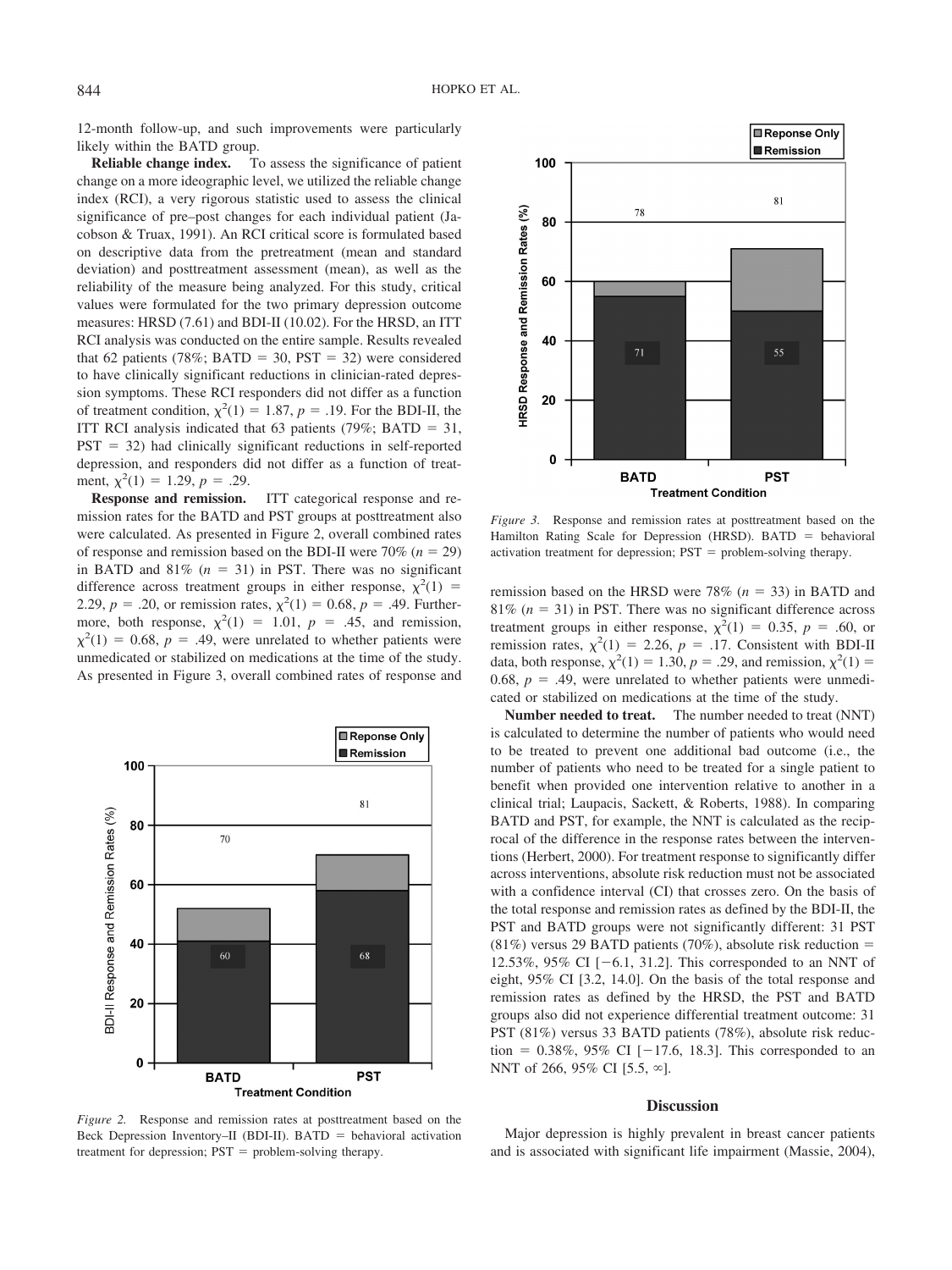12-month follow-up, and such improvements were particularly likely within the BATD group.

**Reliable change index.** To assess the significance of patient change on a more ideographic level, we utilized the reliable change index (RCI), a very rigorous statistic used to assess the clinical significance of pre–post changes for each individual patient (Jacobson & Truax, 1991). An RCI critical score is formulated based on descriptive data from the pretreatment (mean and standard deviation) and posttreatment assessment (mean), as well as the reliability of the measure being analyzed. For this study, critical values were formulated for the two primary depression outcome measures: HRSD (7.61) and BDI-II (10.02). For the HRSD, an ITT RCI analysis was conducted on the entire sample. Results revealed that 62 patients (78%; BATD = 30, PST = 32) were considered to have clinically significant reductions in clinician-rated depression symptoms. These RCI responders did not differ as a function of treatment condition, $\chi^2(1) = 1.87$, $p = .19$. For the BDI-II, the ITT RCI analysis indicated that 63 patients (79%; BATD = 31, PST = 32) had clinically significant reductions in self-reported depression, and responders did not differ as a function of treatment, $\chi^2(1) = 1.29$, $p = .29$.

**Response and remission.** ITT categorical response and remission rates for the BATD and PST groups at posttreatment also were calculated. As presented in Figure 2, overall combined rates of response and remission based on the BDI-II were 70% ($n = 29$) in BATD and 81% ($n = 31$) in PST. There was no significant difference across treatment groups in either response, $\chi^2(1) = 2.29$, $p = .20$, or remission rates, $\chi^2(1) = 0.68$, $p = .49$. Furthermore, both response, $\chi^2(1) = 1.01$, $p = .45$, and remission, $\chi^2(1) = 0.68$, $p = .49$, were unrelated to whether patients were unmedicated or stabilized on medications at the time of the study. As presented in Figure 3, overall combined rates of response and remission based on the HRSD were 78% ($n = 33$) in BATD and 81% ($n = 31$) in PST. There was no significant difference across treatment groups in either response, $\chi^2(1) = 0.35$, $p = .60$, or remission rates, $\chi^2(1) = 2.26$, $p = .17$. Consistent with BDI-II data, both response, $\chi^2(1) = 1.30$, $p = .29$, and remission, $\chi^2(1) = 0.68$, $p = .49$, were unrelated to whether patients were unmedicated or stabilized on medications at the time of the study.

*Figure 2.* Response and remission rates at posttreatment based on the Beck Depression Inventory–II (BDI-II). BATD = behavioral activation treatment for depression; PST = problem-solving therapy.

*Figure 3.* Response and remission rates at posttreatment based on the Hamilton Rating Scale for Depression (HRSD). BATD = behavioral activation treatment for depression; PST = problem-solving therapy.

**Number needed to treat.** The number needed to treat (NNT) is calculated to determine the number of patients who would need to be treated to prevent one additional bad outcome (i.e., the number of patients who need to be treated for a single patient to benefit when provided one intervention relative to another in a clinical trial; Laupacis, Sackett, & Roberts, 1988). In comparing BATD and PST, for example, the NNT is calculated as the reciprocal of the difference in the response rates between the interventions (Herbert, 2000). For treatment response to significantly differ across interventions, absolute risk reduction must not be associated with a confidence interval (CI) that crosses zero. On the basis of the total response and remission rates as defined by the BDI-II, the PST and BATD groups were not significantly different: 31 PST (81%) versus 29 BATD patients (70%), absolute risk reduction = 12.53%, 95% CI [−6.1, 31.2]. This corresponded to an NNT of eight, 95% CI [3.2, 14.0]. On the basis of the total response and remission rates as defined by the HRSD, the PST and BATD groups also did not experience differential treatment outcome: 31 PST (81%) versus 33 BATD patients (78%), absolute risk reduction = 0.38%, 95% CI [−17.6, 18.3]. This corresponded to an NNT of 266, 95% CI [5.5, ∞].

## Discussion

Major depression is highly prevalent in breast cancer patients and is associated with significant life impairment (Massie, 2004),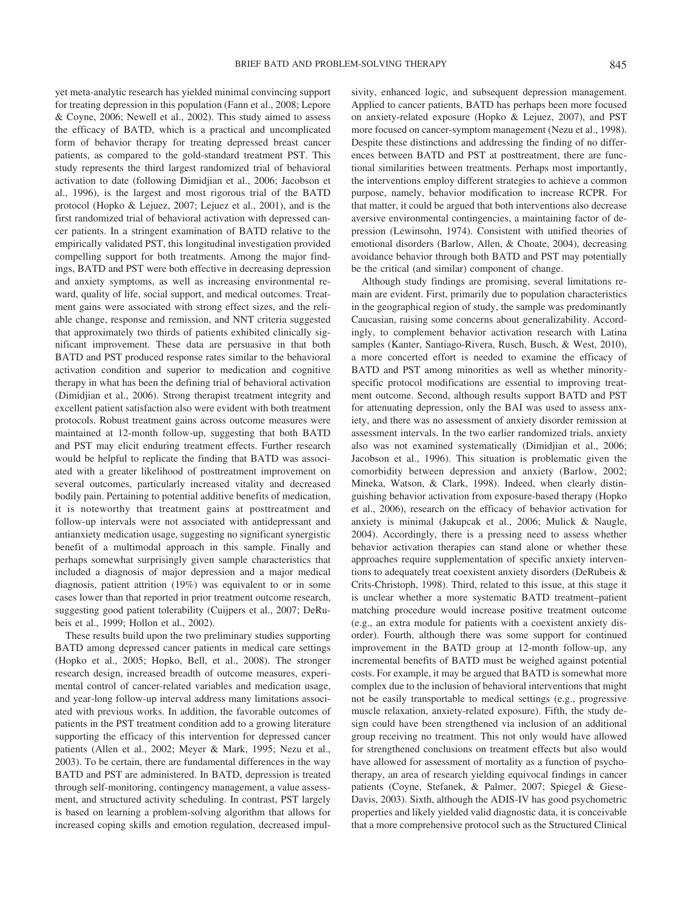yet meta-analytic research has yielded minimal convincing support for treating depression in this population (Fann et al., 2008; Lepore & Coyne, 2006; Newell et al., 2002). This study aimed to assess the efficacy of BATD, which is a practical and uncomplicated form of behavior therapy for treating depressed breast cancer patients, as compared to the gold-standard treatment PST. This study represents the third largest randomized trial of behavioral activation to date (following Dimidjian et al., 2006; Jacobson et al., 1996), is the largest and most rigorous trial of the BATD protocol (Hopko & Lejuez, 2007; Lejuez et al., 2001), and is the first randomized trial of behavioral activation with depressed cancer patients. In a stringent examination of BATD relative to the empirically validated PST, this longitudinal investigation provided compelling support for both treatments. Among the major findings, BATD and PST were both effective in decreasing depression and anxiety symptoms, as well as increasing environmental reward, quality of life, social support, and medical outcomes. Treatment gains were associated with strong effect sizes, and the reliable change, response and remission, and NNT criteria suggested that approximately two thirds of patients exhibited clinically significant improvement. These data are persuasive in that both BATD and PST produced response rates similar to the behavioral activation condition and superior to medication and cognitive therapy in what has been the defining trial of behavioral activation (Dimidjian et al., 2006). Strong therapist treatment integrity and excellent patient satisfaction also were evident with both treatment protocols. Robust treatment gains across outcome measures were maintained at 12-month follow-up, suggesting that both BATD and PST may elicit enduring treatment effects. Further research would be helpful to replicate the finding that BATD was associated with a greater likelihood of posttreatment improvement on several outcomes, particularly increased vitality and decreased bodily pain. Pertaining to potential additive benefits of medication, it is noteworthy that treatment gains at posttreatment and follow-up intervals were not associated with antidepressant and antianxiety medication usage, suggesting no significant synergistic benefit of a multimodal approach in this sample. Finally and perhaps somewhat surprisingly given sample characteristics that included a diagnosis of major depression and a major medical diagnosis, patient attrition (19%) was equivalent to or in some cases lower than that reported in prior treatment outcome research, suggesting good patient tolerability (Cuijpers et al., 2007; DeRubeis et al., 1999; Hollon et al., 2002).

These results build upon the two preliminary studies supporting BATD among depressed cancer patients in medical care settings (Hopko et al., 2005; Hopko, Bell, et al., 2008). The stronger research design, increased breadth of outcome measures, experimental control of cancer-related variables and medication usage, and year-long follow-up interval address many limitations associated with previous works. In addition, the favorable outcomes of patients in the PST treatment condition add to a growing literature supporting the efficacy of this intervention for depressed cancer patients (Allen et al., 2002; Meyer & Mark, 1995; Nezu et al., 2003). To be certain, there are fundamental differences in the way BATD and PST are administered. In BATD, depression is treated through self-monitoring, contingency management, a value assessment, and structured activity scheduling. In contrast, PST largely is based on learning a problem-solving algorithm that allows for increased coping skills and emotion regulation, decreased impulsivity, enhanced logic, and subsequent depression management. Applied to cancer patients, BATD has perhaps been more focused on anxiety-related exposure (Hopko & Lejuez, 2007), and PST more focused on cancer-symptom management (Nezu et al., 1998). Despite these distinctions and addressing the finding of no differences between BATD and PST at posttreatment, there are functional similarities between treatments. Perhaps most importantly, the interventions employ different strategies to achieve a common purpose, namely, behavior modification to increase RCPR. For that matter, it could be argued that both interventions also decrease aversive environmental contingencies, a maintaining factor of depression (Lewinsohn, 1974). Consistent with unified theories of emotional disorders (Barlow, Allen, & Choate, 2004), decreasing avoidance behavior through both BATD and PST may potentially be the critical (and similar) component of change.

Although study findings are promising, several limitations remain are evident. First, primarily due to population characteristics in the geographical region of study, the sample was predominantly Caucasian, raising some concerns about generalizability. Accordingly, to complement behavior activation research with Latina samples (Kanter, Santiago-Rivera, Rusch, Busch, & West, 2010), a more concerted effort is needed to examine the efficacy of BATD and PST among minorities as well as whether minority-specific protocol modifications are essential to improving treatment outcome. Second, although results support BATD and PST for attenuating depression, only the BAI was used to assess anxiety, and there was no assessment of anxiety disorder remission at assessment intervals. In the two earlier randomized trials, anxiety also was not examined systematically (Dimidjian et al., 2006; Jacobson et al., 1996). This situation is problematic given the comorbidity between depression and anxiety (Barlow, 2002; Mineka, Watson, & Clark, 1998). Indeed, when clearly distinguishing behavior activation from exposure-based therapy (Hopko et al., 2006), research on the efficacy of behavior activation for anxiety is minimal (Jakupcak et al., 2006; Mulick & Naugle, 2004). Accordingly, there is a pressing need to assess whether behavior activation therapies can stand alone or whether these approaches require supplementation of specific anxiety interventions to adequately treat coexistent anxiety disorders (DeRubeis & Crits-Christoph, 1998). Third, related to this issue, at this stage it is unclear whether a more systematic BATD treatment–patient matching procedure would increase positive treatment outcome (e.g., an extra module for patients with a coexistent anxiety disorder). Fourth, although there was some support for continued improvement in the BATD group at 12-month follow-up, any incremental benefits of BATD must be weighed against potential costs. For example, it may be argued that BATD is somewhat more complex due to the inclusion of behavioral interventions that might not be easily transportable to medical settings (e.g., progressive muscle relaxation, anxiety-related exposure). Fifth, the study design could have been strengthened via inclusion of an additional group receiving no treatment. This not only would have allowed for strengthened conclusions on treatment effects but also would have allowed for assessment of mortality as a function of psychotherapy, an area of research yielding equivocal findings in cancer patients (Coyne, Stefanek, & Palmer, 2007; Spiegel & Giese-Davis, 2003). Sixth, although the ADIS-IV has good psychometric properties and likely yielded valid diagnostic data, it is conceivable that a more comprehensive protocol such as the Structured Clinical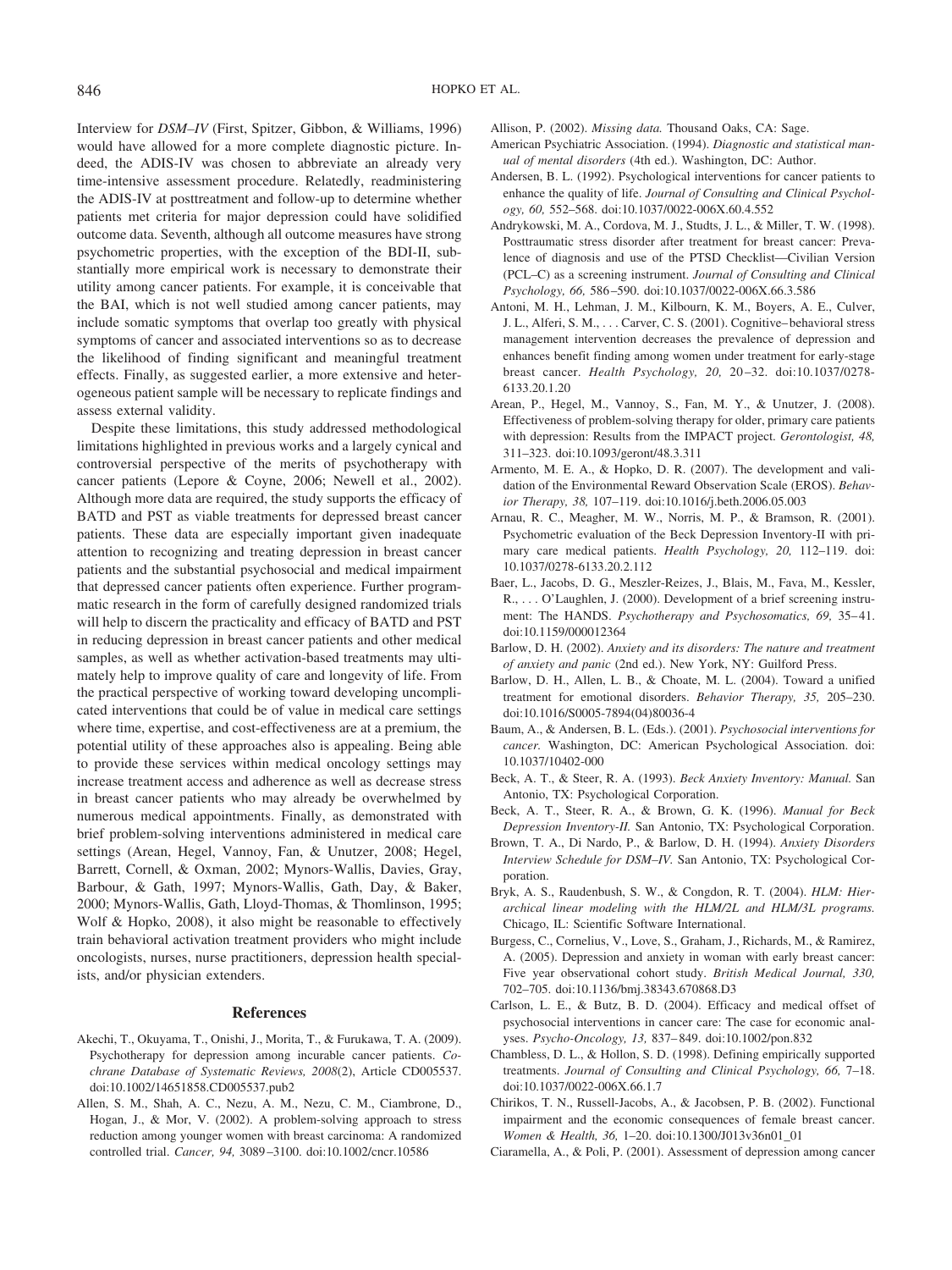Interview for *DSM–IV* (First, Spitzer, Gibbon, & Williams, 1996) would have allowed for a more complete diagnostic picture. Indeed, the ADIS-IV was chosen to abbreviate an already very time-intensive assessment procedure. Relatedly, readministering the ADIS-IV at posttreatment and follow-up to determine whether patients met criteria for major depression could have solidified outcome data. Seventh, although all outcome measures have strong psychometric properties, with the exception of the BDI-II, substantially more empirical work is necessary to demonstrate their utility among cancer patients. For example, it is conceivable that the BAI, which is not well studied among cancer patients, may include somatic symptoms that overlap too greatly with physical symptoms of cancer and associated interventions so as to decrease the likelihood of finding significant and meaningful treatment effects. Finally, as suggested earlier, a more extensive and heterogeneous patient sample will be necessary to replicate findings and assess external validity.

Despite these limitations, this study addressed methodological limitations highlighted in previous works and a largely cynical and controversial perspective of the merits of psychotherapy with cancer patients (Lepore & Coyne, 2006; Newell et al., 2002). Although more data are required, the study supports the efficacy of BATD and PST as viable treatments for depressed breast cancer patients. These data are especially important given inadequate attention to recognizing and treating depression in breast cancer patients and the substantial psychosocial and medical impairment that depressed cancer patients often experience. Further programmatic research in the form of carefully designed randomized trials will help to discern the practicality and efficacy of BATD and PST in reducing depression in breast cancer patients and other medical samples, as well as whether activation-based treatments may ultimately help to improve quality of care and longevity of life. From the practical perspective of working toward developing uncomplicated interventions that could be of value in medical care settings where time, expertise, and cost-effectiveness are at a premium, the potential utility of these approaches also is appealing. Being able to provide these services within medical oncology settings may increase treatment access and adherence as well as decrease stress in breast cancer patients who may already be overwhelmed by numerous medical appointments. Finally, as demonstrated with brief problem-solving interventions administered in medical care settings (Arean, Hegel, Vannoy, Fan, & Unutzer, 2008; Hegel, Barrett, Cornell, & Oxman, 2002; Mynors-Wallis, Davies, Gray, Barbour, & Gath, 1997; Mynors-Wallis, Gath, Day, & Baker, 2000; Mynors-Wallis, Gath, Lloyd-Thomas, & Thomlinson, 1995; Wolf & Hopko, 2008), it also might be reasonable to effectively train behavioral activation treatment providers who might include oncologists, nurses, nurse practitioners, depression health specialists, and/or physician extenders.

## References

Akechi, T., Okuyama, T., Onishi, J., Morita, T., & Furukawa, T. A. (2009). Psychotherapy for depression among incurable cancer patients. *Cochrane Database of Systematic Reviews, 2008*(2), Article CD005537. doi:10.1002/14651858.CD005537.pub2

Allen, S. M., Shah, A. C., Nezu, A. M., Nezu, C. M., Ciambrone, D., Hogan, J., & Mor, V. (2002). A problem-solving approach to stress reduction among younger women with breast carcinoma: A randomized controlled trial. *Cancer, 94,* 3089–3100. doi:10.1002/cncr.10586

Allison, P. (2002). *Missing data.* Thousand Oaks, CA: Sage.

American Psychiatric Association. (1994). *Diagnostic and statistical manual of mental disorders* (4th ed.). Washington, DC: Author.

Andersen, B. L. (1992). Psychological interventions for cancer patients to enhance the quality of life. *Journal of Consulting and Clinical Psychology, 60,* 552–568. doi:10.1037/0022-006X.60.4.552

Andrykowski, M. A., Cordova, M. J., Studts, J. L., & Miller, T. W. (1998). Posttraumatic stress disorder after treatment for breast cancer: Prevalence of diagnosis and use of the PTSD Checklist—Civilian Version (PCL–C) as a screening instrument. *Journal of Consulting and Clinical Psychology, 66,* 586–590. doi:10.1037/0022-006X.66.3.586

Antoni, M. H., Lehman, J. M., Kilbourn, K. M., Boyers, A. E., Culver, J. L., Alferi, S. M., . . . Carver, C. S. (2001). Cognitive–behavioral stress management intervention decreases the prevalence of depression and enhances benefit finding among women under treatment for early-stage breast cancer. *Health Psychology, 20,* 20–32. doi:10.1037/0278-6133.20.1.20

Arean, P., Hegel, M., Vannoy, S., Fan, M. Y., & Unutzer, J. (2008). Effectiveness of problem-solving therapy for older, primary care patients with depression: Results from the IMPACT project. *Gerontologist, 48,* 311–323. doi:10.1093/geront/48.3.311

Armento, M. E. A., & Hopko, D. R. (2007). The development and validation of the Environmental Reward Observation Scale (EROS). *Behavior Therapy, 38,* 107–119. doi:10.1016/j.beth.2006.05.003

Arnau, R. C., Meagher, M. W., Norris, M. P., & Bramson, R. (2001). Psychometric evaluation of the Beck Depression Inventory-II with primary care medical patients. *Health Psychology, 20,* 112–119. doi:10.1037/0278-6133.20.2.112

Baer, L., Jacobs, D. G., Meszler-Reizes, J., Blais, M., Fava, M., Kessler, R., . . . O'Laughlen, J. (2000). Development of a brief screening instrument: The HANDS. *Psychotherapy and Psychosomatics, 69,* 35–41. doi:10.1159/000012364

Barlow, D. H. (2002). *Anxiety and its disorders: The nature and treatment of anxiety and panic* (2nd ed.). New York, NY: Guilford Press.

Barlow, D. H., Allen, L. B., & Choate, M. L. (2004). Toward a unified treatment for emotional disorders. *Behavior Therapy, 35,* 205–230. doi:10.1016/S0005-7894(04)80036-4

Baum, A., & Andersen, B. L. (Eds.). (2001). *Psychosocial interventions for cancer.* Washington, DC: American Psychological Association. doi:10.1037/10402-000

Beck, A. T., & Steer, R. A. (1993). *Beck Anxiety Inventory: Manual.* San Antonio, TX: Psychological Corporation.

Beck, A. T., Steer, R. A., & Brown, G. K. (1996). *Manual for Beck Depression Inventory-II.* San Antonio, TX: Psychological Corporation.

Brown, T. A., Di Nardo, P., & Barlow, D. H. (1994). *Anxiety Disorders Interview Schedule for DSM–IV.* San Antonio, TX: Psychological Corporation.

Bryk, A. S., Raudenbush, S. W., & Congdon, R. T. (2004). *HLM: Hierarchical linear modeling with the HLM/2L and HLM/3L programs.* Chicago, IL: Scientific Software International.

Burgess, C., Cornelius, V., Love, S., Graham, J., Richards, M., & Ramirez, A. (2005). Depression and anxiety in woman with early breast cancer: Five year observational cohort study. *British Medical Journal, 330,* 702–705. doi:10.1136/bmj.38343.670868.D3

Carlson, L. E., & Butz, B. D. (2004). Efficacy and medical offset of psychosocial interventions in cancer care: The case for economic analyses. *Psycho-Oncology, 13,* 837–849. doi:10.1002/pon.832

Chambless, D. L., & Hollon, S. D. (1998). Defining empirically supported treatments. *Journal of Consulting and Clinical Psychology, 66,* 7–18. doi:10.1037/0022-006X.66.1.7

Chirikos, T. N., Russell-Jacobs, A., & Jacobsen, P. B. (2002). Functional impairment and the economic consequences of female breast cancer. *Women & Health, 36,* 1–20. doi:10.1300/J013v36n01_01

Ciaramella, A., & Poli, P. (2001). Assessment of depression among cancer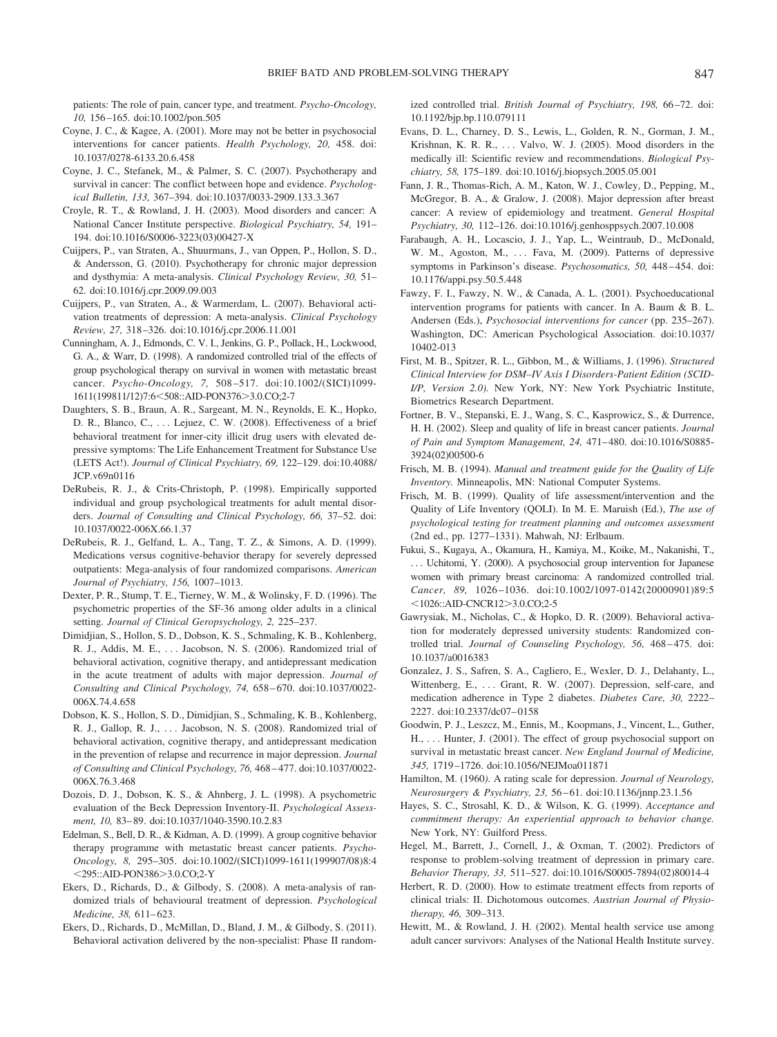patients: The role of pain, cancer type, and treatment. *Psycho-Oncology, 10,* 156–165. doi:10.1002/pon.505

Coyne, J. C., & Kagee, A. (2001). More may not be better in psychosocial interventions for cancer patients. *Health Psychology, 20,* 458. doi: 10.1037/0278-6133.20.6.458

Coyne, J. C., Stefanek, M., & Palmer, S. C. (2007). Psychotherapy and survival in cancer: The conflict between hope and evidence. *Psychological Bulletin, 133,* 367–394. doi:10.1037/0033-2909.133.3.367

Croyle, R. T., & Rowland, J. H. (2003). Mood disorders and cancer: A National Cancer Institute perspective. *Biological Psychiatry, 54,* 191–194. doi:10.1016/S0006-3223(03)00427-X

Cuijpers, P., van Straten, A., Shuurmans, J., van Oppen, P., Hollon, S. D., & Andersson, G. (2010). Psychotherapy for chronic major depression and dysthymia: A meta-analysis. *Clinical Psychology Review, 30,* 51–62. doi:10.1016/j.cpr.2009.09.003

Cuijpers, P., van Straten, A., & Warmerdam, L. (2007). Behavioral activation treatments of depression: A meta-analysis. *Clinical Psychology Review, 27,* 318–326. doi:10.1016/j.cpr.2006.11.001

Cunningham, A. J., Edmonds, C. V. I., Jenkins, G. P., Pollack, H., Lockwood, G. A., & Warr, D. (1998). A randomized controlled trial of the effects of group psychological therapy on survival in women with metastatic breast cancer. *Psycho-Oncology, 7,* 508–517. doi:10.1002/(SICI)1099-1611(199811/12)7:6<508::AID-PON376>3.0.CO;2-7

Daughters, S. B., Braun, A. R., Sargeant, M. N., Reynolds, E. K., Hopko, D. R., Blanco, C., . . . Lejuez, C. W. (2008). Effectiveness of a brief behavioral treatment for inner-city illicit drug users with elevated depressive symptoms: The Life Enhancement Treatment for Substance Use (LETS Act!). *Journal of Clinical Psychiatry, 69,* 122–129. doi:10.4088/JCP.v69n0116

DeRubeis, R. J., & Crits-Christoph, P. (1998). Empirically supported individual and group psychological treatments for adult mental disorders. *Journal of Consulting and Clinical Psychology, 66,* 37–52. doi: 10.1037/0022-006X.66.1.37

DeRubeis, R. J., Gelfand, L. A., Tang, T. Z., & Simons, A. D. (1999). Medications versus cognitive-behavior therapy for severely depressed outpatients: Mega-analysis of four randomized comparisons. *American Journal of Psychiatry, 156,* 1007–1013.

Dexter, P. R., Stump, T. E., Tierney, W. M., & Wolinsky, F. D. (1996). The psychometric properties of the SF-36 among older adults in a clinical setting. *Journal of Clinical Geropsychology, 2,* 225–237.

Dimidjian, S., Hollon, S. D., Dobson, K. S., Schmaling, K. B., Kohlenberg, R. J., Addis, M. E., . . . Jacobson, N. S. (2006). Randomized trial of behavioral activation, cognitive therapy, and antidepressant medication in the acute treatment of adults with major depression. *Journal of Consulting and Clinical Psychology, 74,* 658–670. doi:10.1037/0022-006X.74.4.658

Dobson, K. S., Hollon, S. D., Dimidjian, S., Schmaling, K. B., Kohlenberg, R. J., Gallop, R. J., . . . Jacobson, N. S. (2008). Randomized trial of behavioral activation, cognitive therapy, and antidepressant medication in the prevention of relapse and recurrence in major depression. *Journal of Consulting and Clinical Psychology, 76,* 468–477. doi:10.1037/0022-006X.76.3.468

Dozois, D. J., Dobson, K. S., & Ahnberg, J. L. (1998). A psychometric evaluation of the Beck Depression Inventory-II. *Psychological Assessment, 10,* 83–89. doi:10.1037/1040-3590.10.2.83

Edelman, S., Bell, D. R., & Kidman, A. D. (1999). A group cognitive behavior therapy programme with metastatic breast cancer patients. *Psycho-Oncology, 8,* 295–305. doi:10.1002/(SICI)1099-1611(199907/08)8:4<295::AID-PON386>3.0.CO;2-Y

Ekers, D., Richards, D., & Gilbody, S. (2008). A meta-analysis of randomized trials of behavioural treatment of depression. *Psychological Medicine, 38,* 611–623.

Ekers, D., Richards, D., McMillan, D., Bland, J. M., & Gilbody, S. (2011). Behavioral activation delivered by the non-specialist: Phase II randomized controlled trial. *British Journal of Psychiatry, 198,* 66–72. doi: 10.1192/bjp.bp.110.079111

Evans, D. L., Charney, D. S., Lewis, L., Golden, R. N., Gorman, J. M., Krishnan, K. R. R., . . . Valvo, W. J. (2005). Mood disorders in the medically ill: Scientific review and recommendations. *Biological Psychiatry, 58,* 175–189. doi:10.1016/j.biopsych.2005.05.001

Fann, J. R., Thomas-Rich, A. M., Katon, W. J., Cowley, D., Pepping, M., McGregor, B. A., & Gralow, J. (2008). Major depression after breast cancer: A review of epidemiology and treatment. *General Hospital Psychiatry, 30,* 112–126. doi:10.1016/j.genhosppsych.2007.10.008

Farabaugh, A. H., Locascio, J. J., Yap, L., Weintraub, D., McDonald, W. M., Agoston, M., . . . Fava, M. (2009). Patterns of depressive symptoms in Parkinson's disease. *Psychosomatics, 50,* 448–454. doi: 10.1176/appi.psy.50.5.448

Fawzy, F. I., Fawzy, N. W., & Canada, A. L. (2001). Psychoeducational intervention programs for patients with cancer. In A. Baum & B. L. Andersen (Eds.), *Psychosocial interventions for cancer* (pp. 235–267). Washington, DC: American Psychological Association. doi:10.1037/10402-013

First, M. B., Spitzer, R. L., Gibbon, M., & Williams, J. (1996). *Structured Clinical Interview for DSM–IV Axis I Disorders-Patient Edition (SCID-I/P, Version 2.0).* New York, NY: New York Psychiatric Institute, Biometrics Research Department.

Fortner, B. V., Stepanski, E. J., Wang, S. C., Kasprowicz, S., & Durrence, H. H. (2002). Sleep and quality of life in breast cancer patients. *Journal of Pain and Symptom Management, 24,* 471–480. doi:10.1016/S0885-3924(02)00500-6

Frisch, M. B. (1994). *Manual and treatment guide for the Quality of Life Inventory.* Minneapolis, MN: National Computer Systems.

Frisch, M. B. (1999). Quality of life assessment/intervention and the Quality of Life Inventory (QOLI). In M. E. Maruish (Ed.), *The use of psychological testing for treatment planning and outcomes assessment* (2nd ed., pp. 1277–1331). Mahwah, NJ: Erlbaum.

Fukui, S., Kugaya, A., Okamura, H., Kamiya, M., Koike, M., Nakanishi, T., . . . Uchitomi, Y. (2000). A psychosocial group intervention for Japanese women with primary breast carcinoma: A randomized controlled trial. *Cancer, 89,* 1026–1036. doi:10.1002/1097-0142(20000901)89:5<1026::AID-CNCR12>3.0.CO;2-5

Gawrysiak, M., Nicholas, C., & Hopko, D. R. (2009). Behavioral activation for moderately depressed university students: Randomized controlled trial. *Journal of Counseling Psychology, 56,* 468–475. doi: 10.1037/a0016383

Gonzalez, J. S., Safren, S. A., Cagliero, E., Wexler, D. J., Delahanty, L., Wittenberg, E., . . . Grant, R. W. (2007). Depression, self-care, and medication adherence in Type 2 diabetes. *Diabetes Care, 30,* 2222–2227. doi:10.2337/dc07–0158

Goodwin, P. J., Leszcz, M., Ennis, M., Koopmans, J., Vincent, L., Guther, H., . . . Hunter, J. (2001). The effect of group psychosocial support on survival in metastatic breast cancer. *New England Journal of Medicine, 345,* 1719–1726. doi:10.1056/NEJMoa011871

Hamilton, M. (1960). A rating scale for depression. *Journal of Neurology, Neurosurgery & Psychiatry, 23,* 56–61. doi:10.1136/jnnp.23.1.56

Hayes, S. C., Strosahl, K. D., & Wilson, K. G. (1999). *Acceptance and commitment therapy: An experiential approach to behavior change.* New York, NY: Guilford Press.

Hegel, M., Barrett, J., Cornell, J., & Oxman, T. (2002). Predictors of response to problem-solving treatment of depression in primary care. *Behavior Therapy, 33,* 511–527. doi:10.1016/S0005-7894(02)80014-4

Herbert, R. D. (2000). How to estimate treatment effects from reports of clinical trials: II. Dichotomous outcomes. *Austrian Journal of Physiotherapy, 46,* 309–313.

Hewitt, M., & Rowland, J. H. (2002). Mental health service use among adult cancer survivors: Analyses of the National Health Institute survey.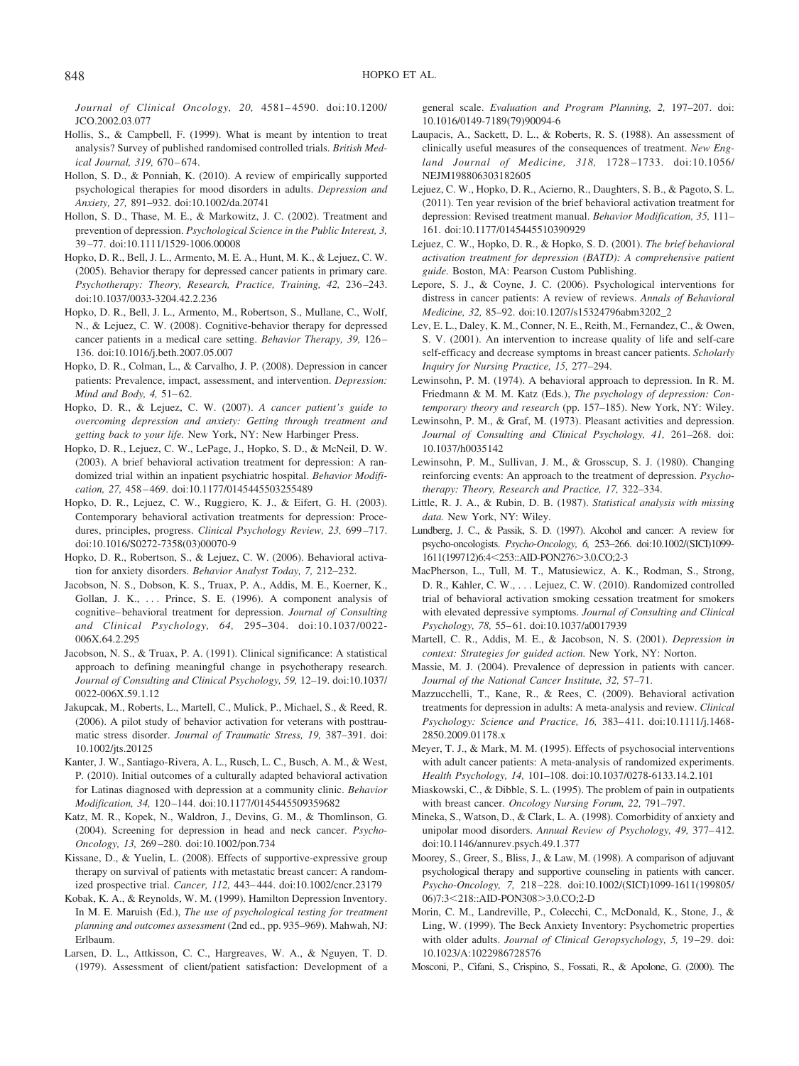*Journal of Clinical Oncology, 20,* 4581–4590. doi:10.1200/JCO.2002.03.077

Hollis, S., & Campbell, F. (1999). What is meant by intention to treat analysis? Survey of published randomised controlled trials. *British Medical Journal, 319,* 670–674.

Hollon, S. D., & Ponniah, K. (2010). A review of empirically supported psychological therapies for mood disorders in adults. *Depression and Anxiety, 27,* 891–932. doi:10.1002/da.20741

Hollon, S. D., Thase, M. E., & Markowitz, J. C. (2002). Treatment and prevention of depression. *Psychological Science in the Public Interest, 3,* 39–77. doi:10.1111/1529-1006.00008

Hopko, D. R., Bell, J. L., Armento, M. E. A., Hunt, M. K., & Lejuez, C. W. (2005). Behavior therapy for depressed cancer patients in primary care. *Psychotherapy: Theory, Research, Practice, Training, 42,* 236–243. doi:10.1037/0033-3204.42.2.236

Hopko, D. R., Bell, J. L., Armento, M., Robertson, S., Mullane, C., Wolf, N., & Lejuez, C. W. (2008). Cognitive-behavior therapy for depressed cancer patients in a medical care setting. *Behavior Therapy, 39,* 126–136. doi:10.1016/j.beth.2007.05.007

Hopko, D. R., Colman, L., & Carvalho, J. P. (2008). Depression in cancer patients: Prevalence, impact, assessment, and intervention. *Depression: Mind and Body, 4,* 51–62.

Hopko, D. R., & Lejuez, C. W. (2007). *A cancer patient's guide to overcoming depression and anxiety: Getting through treatment and getting back to your life.* New York, NY: New Harbinger Press.

Hopko, D. R., Lejuez, C. W., LePage, J., Hopko, S. D., & McNeil, D. W. (2003). A brief behavioral activation treatment for depression: A randomized trial within an inpatient psychiatric hospital. *Behavior Modification, 27,* 458–469. doi:10.1177/0145445503255489

Hopko, D. R., Lejuez, C. W., Ruggiero, K. J., & Eifert, G. H. (2003). Contemporary behavioral activation treatments for depression: Procedures, principles, progress. *Clinical Psychology Review, 23,* 699–717. doi:10.1016/S0272-7358(03)00070-9

Hopko, D. R., Robertson, S., & Lejuez, C. W. (2006). Behavioral activation for anxiety disorders. *Behavior Analyst Today, 7,* 212–232.

Jacobson, N. S., Dobson, K. S., Truax, P. A., Addis, M. E., Koerner, K., Gollan, J. K., . . . Prince, S. E. (1996). A component analysis of cognitive–behavioral treatment for depression. *Journal of Consulting and Clinical Psychology, 64,* 295–304. doi:10.1037/0022-006X.64.2.295

Jacobson, N. S., & Truax, P. A. (1991). Clinical significance: A statistical approach to defining meaningful change in psychotherapy research. *Journal of Consulting and Clinical Psychology, 59,* 12–19. doi:10.1037/0022-006X.59.1.12

Jakupcak, M., Roberts, L., Martell, C., Mulick, P., Michael, S., & Reed, R. (2006). A pilot study of behavior activation for veterans with posttraumatic stress disorder. *Journal of Traumatic Stress, 19,* 387–391. doi:10.1002/jts.20125

Kanter, J. W., Santiago-Rivera, A. L., Rusch, L. C., Busch, A. M., & West, P. (2010). Initial outcomes of a culturally adapted behavioral activation for Latinas diagnosed with depression at a community clinic. *Behavior Modification, 34,* 120–144. doi:10.1177/0145445509359682

Katz, M. R., Kopek, N., Waldron, J., Devins, G. M., & Thomlinson, G. (2004). Screening for depression in head and neck cancer. *Psycho-Oncology, 13,* 269–280. doi:10.1002/pon.734

Kissane, D., & Yuelin, L. (2008). Effects of supportive-expressive group therapy on survival of patients with metastatic breast cancer: A randomized prospective trial. *Cancer, 112,* 443–444. doi:10.1002/cncr.23179

Kobak, K. A., & Reynolds, W. M. (1999). Hamilton Depression Inventory. In M. E. Maruish (Ed.), *The use of psychological testing for treatment planning and outcomes assessment* (2nd ed., pp. 935–969). Mahwah, NJ: Erlbaum.

Larsen, D. L., Attkisson, C. C., Hargreaves, W. A., & Nguyen, T. D. (1979). Assessment of client/patient satisfaction: Development of a general scale. *Evaluation and Program Planning, 2,* 197–207. doi:10.1016/0149-7189(79)90094-6

Laupacis, A., Sackett, D. L., & Roberts, R. S. (1988). An assessment of clinically useful measures of the consequences of treatment. *New England Journal of Medicine, 318,* 1728–1733. doi:10.1056/NEJM198806303182605

Lejuez, C. W., Hopko, D. R., Acierno, R., Daughters, S. B., & Pagoto, S. L. (2011). Ten year revision of the brief behavioral activation treatment for depression: Revised treatment manual. *Behavior Modification, 35,* 111–161. doi:10.1177/0145445510390929

Lejuez, C. W., Hopko, D. R., & Hopko, S. D. (2001). *The brief behavioral activation treatment for depression (BATD): A comprehensive patient guide.* Boston, MA: Pearson Custom Publishing.

Lepore, S. J., & Coyne, J. C. (2006). Psychological interventions for distress in cancer patients: A review of reviews. *Annals of Behavioral Medicine, 32,* 85–92. doi:10.1207/s15324796abm3202_2

Lev, E. L., Daley, K. M., Conner, N. E., Reith, M., Fernandez, C., & Owen, S. V. (2001). An intervention to increase quality of life and self-care self-efficacy and decrease symptoms in breast cancer patients. *Scholarly Inquiry for Nursing Practice, 15,* 277–294.

Lewinsohn, P. M. (1974). A behavioral approach to depression. In R. M. Friedmann & M. M. Katz (Eds.), *The psychology of depression: Contemporary theory and research* (pp. 157–185). New York, NY: Wiley.

Lewinsohn, P. M., & Graf, M. (1973). Pleasant activities and depression. *Journal of Consulting and Clinical Psychology, 41,* 261–268. doi:10.1037/h0035142

Lewinsohn, P. M., Sullivan, J. M., & Grosscup, S. J. (1980). Changing reinforcing events: An approach to the treatment of depression. *Psychotherapy: Theory, Research and Practice, 17,* 322–334.

Little, R. J. A., & Rubin, D. B. (1987). *Statistical analysis with missing data.* New York, NY: Wiley.

Lundberg, J. C., & Passik, S. D. (1997). Alcohol and cancer: A review for psycho-oncologists. *Psycho-Oncology, 6,* 253–266. doi:10.1002/(SICI)1099-1611(199712)6:4<253::AID-PON276>3.0.CO;2-3

MacPherson, L., Tull, M. T., Matusiewicz, A. K., Rodman, S., Strong, D. R., Kahler, C. W., . . . Lejuez, C. W. (2010). Randomized controlled trial of behavioral activation smoking cessation treatment for smokers with elevated depressive symptoms. *Journal of Consulting and Clinical Psychology, 78,* 55–61. doi:10.1037/a0017939

Martell, C. R., Addis, M. E., & Jacobson, N. S. (2001). *Depression in context: Strategies for guided action.* New York, NY: Norton.

Massie, M. J. (2004). Prevalence of depression in patients with cancer. *Journal of the National Cancer Institute, 32,* 57–71.

Mazzucchelli, T., Kane, R., & Rees, C. (2009). Behavioral activation treatments for depression in adults: A meta-analysis and review. *Clinical Psychology: Science and Practice, 16,* 383–411. doi:10.1111/j.1468-2850.2009.01178.x

Meyer, T. J., & Mark, M. M. (1995). Effects of psychosocial interventions with adult cancer patients: A meta-analysis of randomized experiments. *Health Psychology, 14,* 101–108. doi:10.1037/0278-6133.14.2.101

Miaskowski, C., & Dibble, S. L. (1995). The problem of pain in outpatients with breast cancer. *Oncology Nursing Forum, 22,* 791–797.

Mineka, S., Watson, D., & Clark, L. A. (1998). Comorbidity of anxiety and unipolar mood disorders. *Annual Review of Psychology, 49,* 377–412. doi:10.1146/annurev.psych.49.1.377

Moorey, S., Greer, S., Bliss, J., & Law, M. (1998). A comparison of adjuvant psychological therapy and supportive counseling in patients with cancer. *Psycho-Oncology, 7,* 218–228. doi:10.1002/(SICI)1099-1611(199805/06)7:3<218::AID-PON308>3.0.CO;2-D

Morin, C. M., Landreville, P., Colecchi, C., McDonald, K., Stone, J., & Ling, W. (1999). The Beck Anxiety Inventory: Psychometric properties with older adults. *Journal of Clinical Geropsychology, 5,* 19–29. doi:10.1023/A:1022986728576

Mosconi, P., Cifani, S., Crispino, S., Fossati, R., & Apolone, G. (2000). The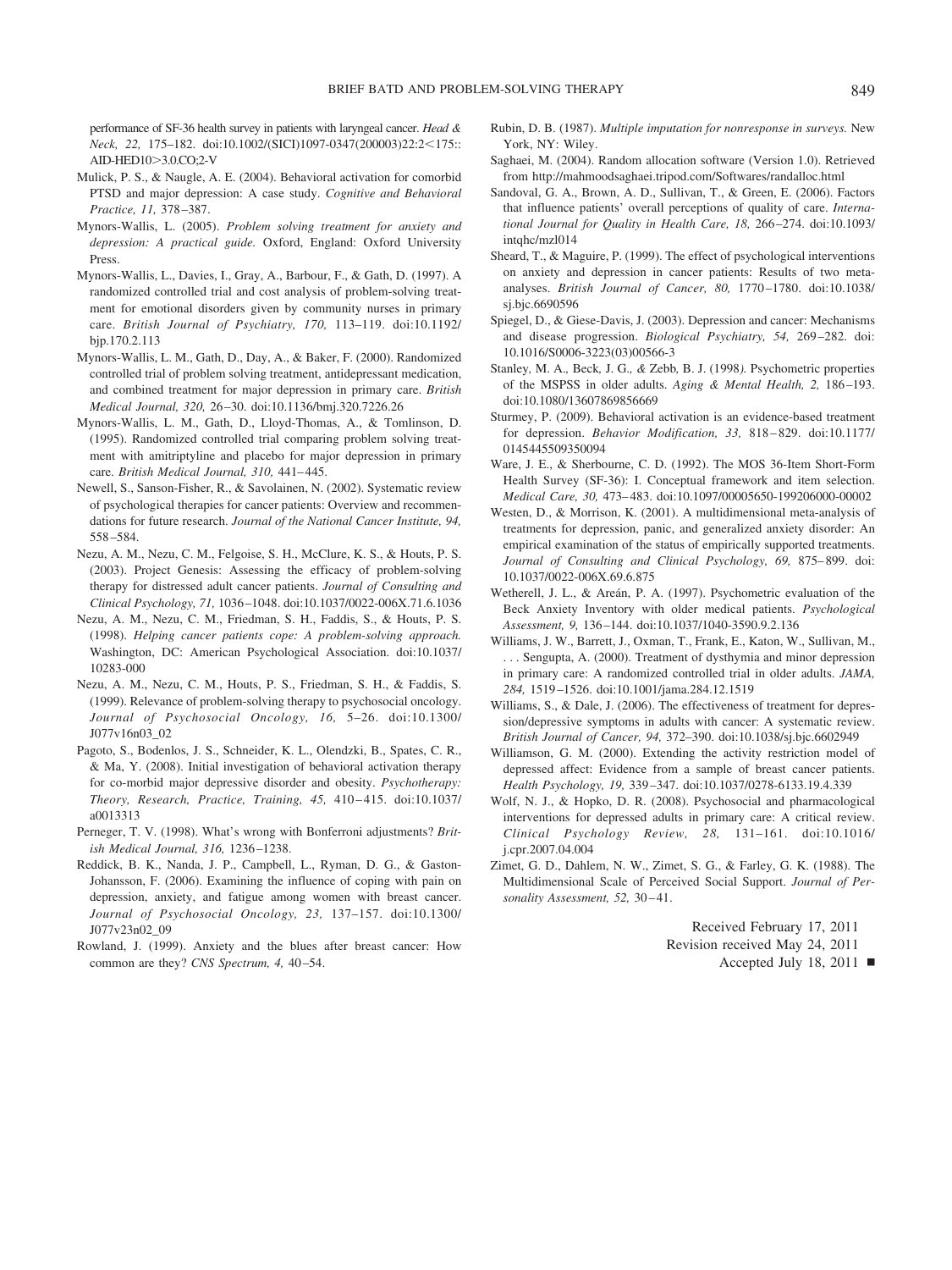performance of SF-36 health survey in patients with laryngeal cancer. *Head & Neck, 22,* 175–182. doi:10.1002/(SICI)1097-0347(200003)22:2<175::AID-HED10>3.0.CO;2-V

Mulick, P. S., & Naugle, A. E. (2004). Behavioral activation for comorbid PTSD and major depression: A case study. *Cognitive and Behavioral Practice, 11,* 378–387.

Mynors-Wallis, L. (2005). *Problem solving treatment for anxiety and depression: A practical guide.* Oxford, England: Oxford University Press.

Mynors-Wallis, L., Davies, I., Gray, A., Barbour, F., & Gath, D. (1997). A randomized controlled trial and cost analysis of problem-solving treatment for emotional disorders given by community nurses in primary care. *British Journal of Psychiatry, 170,* 113–119. doi:10.1192/bjp.170.2.113

Mynors-Wallis, L. M., Gath, D., Day, A., & Baker, F. (2000). Randomized controlled trial of problem solving treatment, antidepressant medication, and combined treatment for major depression in primary care. *British Medical Journal, 320,* 26–30. doi:10.1136/bmj.320.7226.26

Mynors-Wallis, L. M., Gath, D., Lloyd-Thomas, A., & Tomlinson, D. (1995). Randomized controlled trial comparing problem solving treatment with amitriptyline and placebo for major depression in primary care. *British Medical Journal, 310,* 441–445.

Newell, S., Sanson-Fisher, R., & Savolainen, N. (2002). Systematic review of psychological therapies for cancer patients: Overview and recommendations for future research. *Journal of the National Cancer Institute, 94,* 558–584.

Nezu, A. M., Nezu, C. M., Felgoise, S. H., McClure, K. S., & Houts, P. S. (2003). Project Genesis: Assessing the efficacy of problem-solving therapy for distressed adult cancer patients. *Journal of Consulting and Clinical Psychology, 71,* 1036–1048. doi:10.1037/0022-006X.71.6.1036

Nezu, A. M., Nezu, C. M., Friedman, S. H., Faddis, S., & Houts, P. S. (1998). *Helping cancer patients cope: A problem-solving approach.* Washington, DC: American Psychological Association. doi:10.1037/10283-000

Nezu, A. M., Nezu, C. M., Houts, P. S., Friedman, S. H., & Faddis, S. (1999). Relevance of problem-solving therapy to psychosocial oncology. *Journal of Psychosocial Oncology, 16,* 5–26. doi:10.1300/J077v16n03_02

Pagoto, S., Bodenlos, J. S., Schneider, K. L., Olendzki, B., Spates, C. R., & Ma, Y. (2008). Initial investigation of behavioral activation therapy for co-morbid major depressive disorder and obesity. *Psychotherapy: Theory, Research, Practice, Training, 45,* 410–415. doi:10.1037/a0013313

Perneger, T. V. (1998). What's wrong with Bonferroni adjustments? *British Medical Journal, 316,* 1236–1238.

Reddick, B. K., Nanda, J. P., Campbell, L., Ryman, D. G., & Gaston-Johansson, F. (2006). Examining the influence of coping with pain on depression, anxiety, and fatigue among women with breast cancer. *Journal of Psychosocial Oncology, 23,* 137–157. doi:10.1300/J077v23n02_09

Rowland, J. (1999). Anxiety and the blues after breast cancer: How common are they? *CNS Spectrum, 4,* 40–54.

Rubin, D. B. (1987). *Multiple imputation for nonresponse in surveys.* New York, NY: Wiley.

Saghaei, M. (2004). Random allocation software (Version 1.0). Retrieved from http://mahmoodsaghaei.tripod.com/Softwares/randalloc.html

Sandoval, G. A., Brown, A. D., Sullivan, T., & Green, E. (2006). Factors that influence patients' overall perceptions of quality of care. *International Journal for Quality in Health Care, 18,* 266–274. doi:10.1093/intqhc/mzl014

Sheard, T., & Maguire, P. (1999). The effect of psychological interventions on anxiety and depression in cancer patients: Results of two meta-analyses. *British Journal of Cancer, 80,* 1770–1780. doi:10.1038/sj.bjc.6690596

Spiegel, D., & Giese-Davis, J. (2003). Depression and cancer: Mechanisms and disease progression. *Biological Psychiatry, 54,* 269–282. doi:10.1016/S0006-3223(03)00566-3

Stanley, M. A., Beck, J. G., & Zebb, B. J. (1998). Psychometric properties of the MSPSS in older adults. *Aging & Mental Health, 2,* 186–193. doi:10.1080/13607869856669

Sturmey, P. (2009). Behavioral activation is an evidence-based treatment for depression. *Behavior Modification, 33,* 818–829. doi:10.1177/0145445509350094

Ware, J. E., & Sherbourne, C. D. (1992). The MOS 36-Item Short-Form Health Survey (SF-36): I. Conceptual framework and item selection. *Medical Care, 30,* 473–483. doi:10.1097/00005650-199206000-00002

Westen, D., & Morrison, K. (2001). A multidimensional meta-analysis of treatments for depression, panic, and generalized anxiety disorder: An empirical examination of the status of empirically supported treatments. *Journal of Consulting and Clinical Psychology, 69,* 875–899. doi:10.1037/0022-006X.69.6.875

Wetherell, J. L., & Areán, P. A. (1997). Psychometric evaluation of the Beck Anxiety Inventory with older medical patients. *Psychological Assessment, 9,* 136–144. doi:10.1037/1040-3590.9.2.136

Williams, J. W., Barrett, J., Oxman, T., Frank, E., Katon, W., Sullivan, M., . . . Sengupta, A. (2000). Treatment of dysthymia and minor depression in primary care: A randomized controlled trial in older adults. *JAMA, 284,* 1519–1526. doi:10.1001/jama.284.12.1519

Williams, S., & Dale, J. (2006). The effectiveness of treatment for depression/depressive symptoms in adults with cancer: A systematic review. *British Journal of Cancer, 94,* 372–390. doi:10.1038/sj.bjc.6602949

Williamson, G. M. (2000). Extending the activity restriction model of depressed affect: Evidence from a sample of breast cancer patients. *Health Psychology, 19,* 339–347. doi:10.1037/0278-6133.19.4.339

Wolf, N. J., & Hopko, D. R. (2008). Psychosocial and pharmacological interventions for depressed adults in primary care: A critical review. *Clinical Psychology Review, 28,* 131–161. doi:10.1016/j.cpr.2007.04.004

Zimet, G. D., Dahlem, N. W., Zimet, S. G., & Farley, G. K. (1988). The Multidimensional Scale of Perceived Social Support. *Journal of Personality Assessment, 52,* 30–41.

Received February 17, 2011
Revision received May 24, 2011
Accepted July 18, 2011 ■